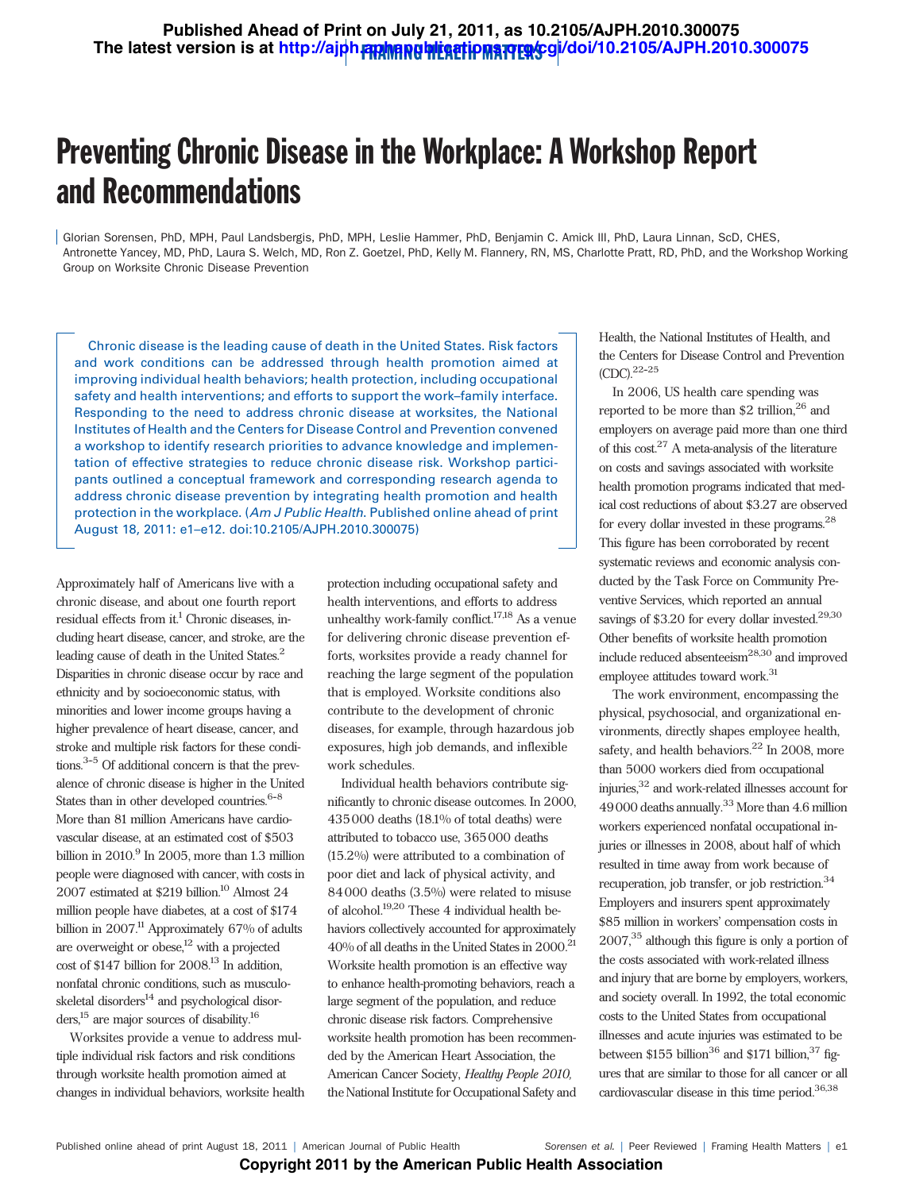# Preventing Chronic Disease in the Workplace: A Workshop Report and Recommendations

Glorian Sorensen, PhD, MPH, Paul Landsbergis, PhD, MPH, Leslie Hammer, PhD, Benjamin C. Amick III, PhD, Laura Linnan, ScD, CHES, Antronette Yancey, MD, PhD, Laura S. Welch, MD, Ron Z. Goetzel, PhD, Kelly M. Flannery, RN, MS, Charlotte Pratt, RD, PhD, and the Workshop Working Group on Worksite Chronic Disease Prevention

Chronic disease is the leading cause of death in the United States. Risk factors and work conditions can be addressed through health promotion aimed at improving individual health behaviors; health protection, including occupational safety and health interventions; and efforts to support the work–family interface. Responding to the need to address chronic disease at worksites, the National Institutes of Health and the Centers for Disease Control and Prevention convened a workshop to identify research priorities to advance knowledge and implementation of effective strategies to reduce chronic disease risk. Workshop participants outlined a conceptual framework and corresponding research agenda to address chronic disease prevention by integrating health promotion and health protection in the workplace. (*Am J Public Health*. Published online ahead of print August 18, 2011: e1–e12. doi:10.2105/AJPH.2010.300075)

Approximately half of Americans live with a chronic disease, and about one fourth report residual effects from it.[1] Chronic diseases, including heart disease, cancer, and stroke, are the leading cause of death in the United States.[2] Disparities in chronic disease occur by race and ethnicity and by socioeconomic status, with minorities and lower income groups having a higher prevalence of heart disease, cancer, and stroke and multiple risk factors for these conditions.[3–5] Of additional concern is that the prevalence of chronic disease is higher in the United States than in other developed countries.[6–8] More than 81 million Americans have cardiovascular disease, at an estimated cost of $503 billion in 2010.[9] In 2005, more than 1.3 million people were diagnosed with cancer, with costs in 2007 estimated at $219 billion.[10] Almost 24 million people have diabetes, at a cost of $174 billion in 2007.[11] Approximately 67% of adults are overweight or obese,[12] with a projected cost of $147 billion for 2008.[13] In addition, nonfatal chronic conditions, such as musculoskeletal disorders[14] and psychological disorders,[15] are major sources of disability.[16]

Worksites provide a venue to address multiple individual risk factors and risk conditions through worksite health promotion aimed at changes in individual behaviors, worksite health protection including occupational safety and health interventions, and efforts to address unhealthy work-family conflict.[17,18] As a venue for delivering chronic disease prevention efforts, worksites provide a ready channel for reaching the large segment of the population that is employed. Worksite conditions also contribute to the development of chronic diseases, for example, through hazardous job exposures, high job demands, and inflexible work schedules.

Individual health behaviors contribute significantly to chronic disease outcomes. In 2000, 435 000 deaths (18.1% of total deaths) were attributed to tobacco use, 365 000 deaths (15.2%) were attributed to a combination of poor diet and lack of physical activity, and 84 000 deaths (3.5%) were related to misuse of alcohol.[19,20] These 4 individual health behaviors collectively accounted for approximately 40% of all deaths in the United States in 2000.[21] Worksite health promotion is an effective way to enhance health-promoting behaviors, reach a large segment of the population, and reduce chronic disease risk factors. Comprehensive worksite health promotion has been recommended by the American Heart Association, the American Cancer Society, *Healthy People 2010,* the National Institute for Occupational Safety and Health, the National Institutes of Health, and the Centers for Disease Control and Prevention (CDC).[22–25]

In 2006, US health care spending was reported to be more than $2 trillion,[26] and employers on average paid more than one third of this cost.[27] A meta-analysis of the literature on costs and savings associated with worksite health promotion programs indicated that medical cost reductions of about $3.27 are observed for every dollar invested in these programs.[28] This figure has been corroborated by recent systematic reviews and economic analysis conducted by the Task Force on Community Preventive Services, which reported an annual savings of $3.20 for every dollar invested.[29,30] Other benefits of worksite health promotion include reduced absenteeism[28,30] and improved employee attitudes toward work.[31]

The work environment, encompassing the physical, psychosocial, and organizational environments, directly shapes employee health, safety, and health behaviors.[22] In 2008, more than 5000 workers died from occupational injuries,[32] and work-related illnesses account for 49 000 deaths annually.[33] More than 4.6 million workers experienced nonfatal occupational injuries or illnesses in 2008, about half of which resulted in time away from work because of recuperation, job transfer, or job restriction.[34] Employers and insurers spent approximately $85 million in workers' compensation costs in 2007,[35] although this figure is only a portion of the costs associated with work-related illness and injury that are borne by employers, workers, and society overall. In 1992, the total economic costs to the United States from occupational illnesses and acute injuries was estimated to be between $155 billion[36] and $171 billion,[37] figures that are similar to those for all cancer or all cardiovascular disease in this time period.[36,38]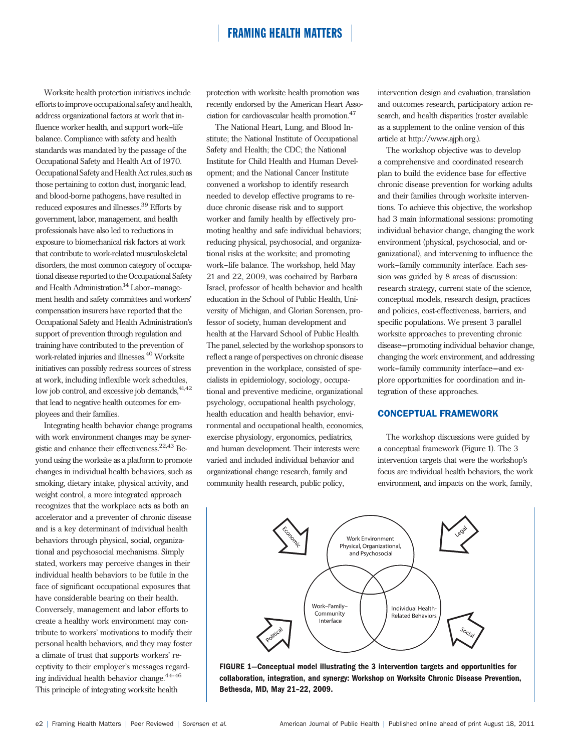Worksite health protection initiatives include efforts to improve occupational safety and health, address organizational factors at work that influence worker health, and support work–life balance. Compliance with safety and health standards was mandated by the passage of the Occupational Safety and Health Act of 1970. Occupational Safety and Health Act rules, such as those pertaining to cotton dust, inorganic lead, and blood-borne pathogens, have resulted in reduced exposures and illnesses.[39] Efforts by government, labor, management, and health professionals have also led to reductions in exposure to biomechanical risk factors at work that contribute to work-related musculoskeletal disorders, the most common category of occupational disease reported to the Occupational Safety and Health Administration.[14] Labor–management health and safety committees and workers' compensation insurers have reported that the Occupational Safety and Health Administration's support of prevention through regulation and training have contributed to the prevention of work-related injuries and illnesses.[40] Worksite initiatives can possibly redress sources of stress at work, including inflexible work schedules, low job control, and excessive job demands,[41,42] that lead to negative health outcomes for employees and their families.

Integrating health behavior change programs with work environment changes may be synergistic and enhance their effectiveness.[22,43] Beyond using the worksite as a platform to promote changes in individual health behaviors, such as smoking, dietary intake, physical activity, and weight control, a more integrated approach recognizes that the workplace acts as both an accelerator and a preventer of chronic disease and is a key determinant of individual health behaviors through physical, social, organizational and psychosocial mechanisms. Simply stated, workers may perceive changes in their individual health behaviors to be futile in the face of significant occupational exposures that have considerable bearing on their health. Conversely, management and labor efforts to create a healthy work environment may contribute to workers' motivations to modify their personal health behaviors, and they may foster a climate of trust that supports workers' receptivity to their employer's messages regarding individual health behavior change.[44-46] This principle of integrating worksite health protection with worksite health promotion was recently endorsed by the American Heart Association for cardiovascular health promotion.[47]

The National Heart, Lung, and Blood Institute; the National Institute of Occupational Safety and Health; the CDC; the National Institute for Child Health and Human Development; and the National Cancer Institute convened a workshop to identify research needed to develop effective programs to reduce chronic disease risk and to support worker and family health by effectively promoting healthy and safe individual behaviors; reducing physical, psychosocial, and organizational risks at the worksite; and promoting work–life balance. The workshop, held May 21 and 22, 2009, was cochaired by Barbara Israel, professor of health behavior and health education in the School of Public Health, University of Michigan, and Glorian Sorensen, professor of society, human development and health at the Harvard School of Public Health. The panel, selected by the workshop sponsors to reflect a range of perspectives on chronic disease prevention in the workplace, consisted of specialists in epidemiology, sociology, occupational and preventive medicine, organizational psychology, occupational health psychology, health education and health behavior, environmental and occupational health, economics, exercise physiology, ergonomics, pediatrics, and human development. Their interests were varied and included individual behavior and organizational change research, family and community health research, public policy, intervention design and evaluation, translation and outcomes research, participatory action research, and health disparities (roster available as a supplement to the online version of this article at http://www.ajph.org.).

The workshop objective was to develop a comprehensive and coordinated research plan to build the evidence base for effective chronic disease prevention for working adults and their families through worksite interventions. To achieve this objective, the workshop had 3 main informational sessions: promoting individual behavior change, changing the work environment (physical, psychosocial, and organizational), and intervening to influence the work–family community interface. Each session was guided by 8 areas of discussion: research strategy, current state of the science, conceptual models, research design, practices and policies, cost-effectiveness, barriers, and specific populations. We present 3 parallel worksite approaches to preventing chronic disease—promoting individual behavior change, changing the work environment, and addressing work–family community interface—and explore opportunities for coordination and integration of these approaches.

## CONCEPTUAL FRAMEWORK

The workshop discussions were guided by a conceptual framework (Figure 1). The 3 intervention targets that were the workshop's focus are individual health behaviors, the work environment, and impacts on the work, family,

Economic

Legal

Work Environment Physical, Organizational, and Psychosocial

Work–Family–Community Interface

Individual Health-Related Behaviors

Political

Social

**FIGURE 1—Conceptual model illustrating the 3 intervention targets and opportunities for collaboration, integration, and synergy: Workshop on Worksite Chronic Disease Prevention, Bethesda, MD, May 21–22, 2009.**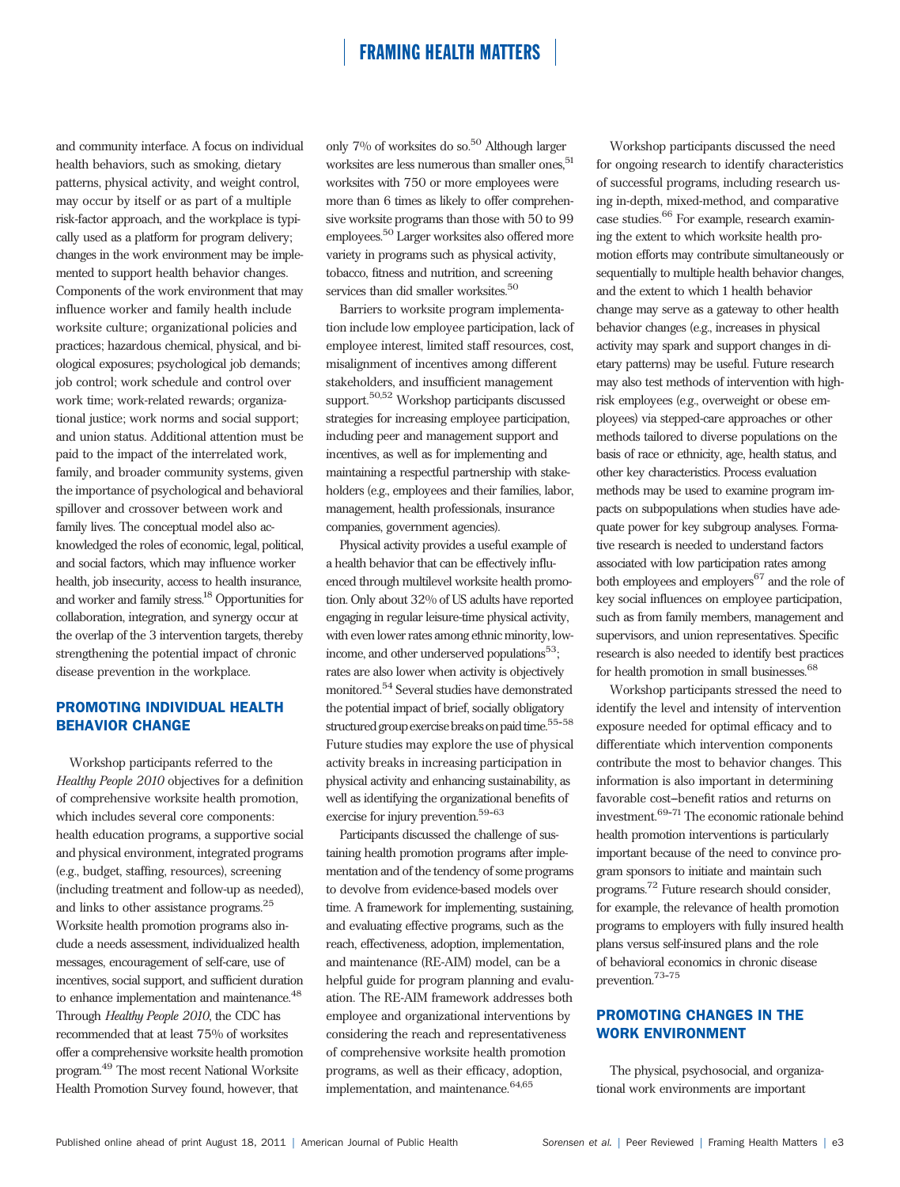and community interface. A focus on individual health behaviors, such as smoking, dietary patterns, physical activity, and weight control, may occur by itself or as part of a multiple risk-factor approach, and the workplace is typically used as a platform for program delivery; changes in the work environment may be implemented to support health behavior changes. Components of the work environment that may influence worker and family health include worksite culture; organizational policies and practices; hazardous chemical, physical, and biological exposures; psychological job demands; job control; work schedule and control over work time; work-related rewards; organizational justice; work norms and social support; and union status. Additional attention must be paid to the impact of the interrelated work, family, and broader community systems, given the importance of psychological and behavioral spillover and crossover between work and family lives. The conceptual model also acknowledged the roles of economic, legal, political, and social factors, which may influence worker health, job insecurity, access to health insurance, and worker and family stress.[18] Opportunities for collaboration, integration, and synergy occur at the overlap of the 3 intervention targets, thereby strengthening the potential impact of chronic disease prevention in the workplace.

## PROMOTING INDIVIDUAL HEALTH BEHAVIOR CHANGE

Workshop participants referred to the *Healthy People 2010* objectives for a definition of comprehensive worksite health promotion, which includes several core components: health education programs, a supportive social and physical environment, integrated programs (e.g., budget, staffing, resources), screening (including treatment and follow-up as needed), and links to other assistance programs.[25] Worksite health promotion programs also include a needs assessment, individualized health messages, encouragement of self-care, use of incentives, social support, and sufficient duration to enhance implementation and maintenance.[48] Through *Healthy People 2010*, the CDC has recommended that at least 75% of worksites offer a comprehensive worksite health promotion program.[49] The most recent National Worksite Health Promotion Survey found, however, that only 7% of worksites do so.[50] Although larger worksites are less numerous than smaller ones,[51] worksites with 750 or more employees were more than 6 times as likely to offer comprehensive worksite programs than those with 50 to 99 employees.[50] Larger worksites also offered more variety in programs such as physical activity, tobacco, fitness and nutrition, and screening services than did smaller worksites.[50]

Barriers to worksite program implementation include low employee participation, lack of employee interest, limited staff resources, cost, misalignment of incentives among different stakeholders, and insufficient management support.[50,52] Workshop participants discussed strategies for increasing employee participation, including peer and management support and incentives, as well as for implementing and maintaining a respectful partnership with stakeholders (e.g., employees and their families, labor, management, health professionals, insurance companies, government agencies).

Physical activity provides a useful example of a health behavior that can be effectively influenced through multilevel worksite health promotion. Only about 32% of US adults have reported engaging in regular leisure-time physical activity, with even lower rates among ethnic minority, low-income, and other underserved populations[53]; rates are also lower when activity is objectively monitored.[54] Several studies have demonstrated the potential impact of brief, socially obligatory structured group exercise breaks on paid time.[55–58] Future studies may explore the use of physical activity breaks in increasing participation in physical activity and enhancing sustainability, as well as identifying the organizational benefits of exercise for injury prevention.[59–63]

Participants discussed the challenge of sustaining health promotion programs after implementation and of the tendency of some programs to devolve from evidence-based models over time. A framework for implementing, sustaining, and evaluating effective programs, such as the reach, effectiveness, adoption, implementation, and maintenance (RE-AIM) model, can be a helpful guide for program planning and evaluation. The RE-AIM framework addresses both employee and organizational interventions by considering the reach and representativeness of comprehensive worksite health promotion programs, as well as their efficacy, adoption, implementation, and maintenance.[64,65]

Workshop participants discussed the need for ongoing research to identify characteristics of successful programs, including research using in-depth, mixed-method, and comparative case studies.[66] For example, research examining the extent to which worksite health promotion efforts may contribute simultaneously or sequentially to multiple health behavior changes, and the extent to which 1 health behavior change may serve as a gateway to other health behavior changes (e.g., increases in physical activity may spark and support changes in dietary patterns) may be useful. Future research may also test methods of intervention with high-risk employees (e.g., overweight or obese employees) via stepped-care approaches or other methods tailored to diverse populations on the basis of race or ethnicity, age, health status, and other key characteristics. Process evaluation methods may be used to examine program impacts on subpopulations when studies have adequate power for key subgroup analyses. Formative research is needed to understand factors associated with low participation rates among both employees and employers[67] and the role of key social influences on employee participation, such as from family members, management and supervisors, and union representatives. Specific research is also needed to identify best practices for health promotion in small businesses.[68]

Workshop participants stressed the need to identify the level and intensity of intervention exposure needed for optimal efficacy and to differentiate which intervention components contribute the most to behavior changes. This information is also important in determining favorable cost–benefit ratios and returns on investment.[69–71] The economic rationale behind health promotion interventions is particularly important because of the need to convince program sponsors to initiate and maintain such programs.[72] Future research should consider, for example, the relevance of health promotion programs to employers with fully insured health plans versus self-insured plans and the role of behavioral economics in chronic disease prevention.[73–75]

## PROMOTING CHANGES IN THE WORK ENVIRONMENT

The physical, psychosocial, and organizational work environments are important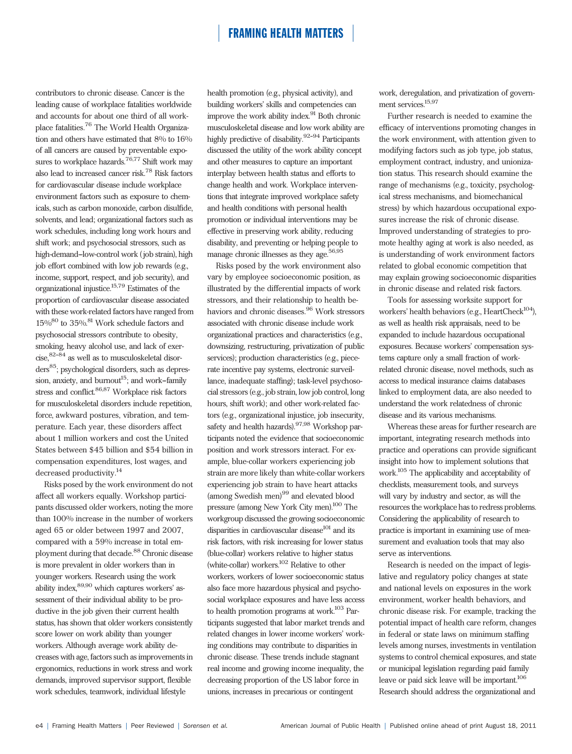contributors to chronic disease. Cancer is the leading cause of workplace fatalities worldwide and accounts for about one third of all workplace fatalities.[76] The World Health Organization and others have estimated that 8% to 16% of all cancers are caused by preventable exposures to workplace hazards.[76,77] Shift work may also lead to increased cancer risk.[78] Risk factors for cardiovascular disease include workplace environment factors such as exposure to chemicals, such as carbon monoxide, carbon disulfide, solvents, and lead; organizational factors such as work schedules, including long work hours and shift work; and psychosocial stressors, such as high-demand–low-control work (job strain), high job effort combined with low job rewards (e.g., income, support, respect, and job security), and organizational injustice.[15,79] Estimates of the proportion of cardiovascular disease associated with these work-related factors have ranged from 15%[80] to 35%.[81] Work schedule factors and psychosocial stressors contribute to obesity, smoking, heavy alcohol use, and lack of exercise,[82–84] as well as to musculoskeletal disorders[85]; psychological disorders, such as depression, anxiety, and burnout[15]; and work–family stress and conflict.[86,87] Workplace risk factors for musculoskeletal disorders include repetition, force, awkward postures, vibration, and temperature. Each year, these disorders affect about 1 million workers and cost the United States between \$45 billion and \$54 billion in compensation expenditures, lost wages, and decreased productivity.[14]

Risks posed by the work environment do not affect all workers equally. Workshop participants discussed older workers, noting the more than 100% increase in the number of workers aged 65 or older between 1997 and 2007, compared with a 59% increase in total employment during that decade.[88] Chronic disease is more prevalent in older workers than in younger workers. Research using the work ability index,[89,90] which captures workers' assessment of their individual ability to be productive in the job given their current health status, has shown that older workers consistently score lower on work ability than younger workers. Although average work ability decreases with age, factors such as improvements in ergonomics, reductions in work stress and work demands, improved supervisor support, flexible work schedules, teamwork, individual lifestyle health promotion (e.g., physical activity), and building workers' skills and competencies can improve the work ability index.[91] Both chronic musculoskeletal disease and low work ability are highly predictive of disability.[92–94] Participants discussed the utility of the work ability concept and other measures to capture an important interplay between health status and efforts to change health and work. Workplace interventions that integrate improved workplace safety and health conditions with personal health promotion or individual interventions may be effective in preserving work ability, reducing disability, and preventing or helping people to manage chronic illnesses as they age.[56,95]

Risks posed by the work environment also vary by employee socioeconomic position, as illustrated by the differential impacts of work stressors, and their relationship to health behaviors and chronic diseases.[96] Work stressors associated with chronic disease include work organizational practices and characteristics (e.g., downsizing, restructuring, privatization of public services); production characteristics (e.g., piece-rate incentive pay systems, electronic surveillance, inadequate staffing); task-level psychosocial stressors (e.g., job strain, low job control, long hours, shift work); and other work-related factors (e.g., organizational injustice, job insecurity, safety and health hazards).[97,98] Workshop participants noted the evidence that socioeconomic position and work stressors interact. For example, blue-collar workers experiencing job strain are more likely than white-collar workers experiencing job strain to have heart attacks (among Swedish men)[99] and elevated blood pressure (among New York City men).[100] The workgroup discussed the growing socioeconomic disparities in cardiovascular disease[101] and its risk factors, with risk increasing for lower status (blue-collar) workers relative to higher status (white-collar) workers.[102] Relative to other workers, workers of lower socioeconomic status also face more hazardous physical and psychosocial workplace exposures and have less access to health promotion programs at work.[103] Participants suggested that labor market trends and related changes in lower income workers' working conditions may contribute to disparities in chronic disease. These trends include stagnant real income and growing income inequality, the decreasing proportion of the US labor force in unions, increases in precarious or contingent work, deregulation, and privatization of government services.[15,97]

Further research is needed to examine the efficacy of interventions promoting changes in the work environment, with attention given to modifying factors such as job type, job status, employment contract, industry, and unionization status. This research should examine the range of mechanisms (e.g., toxicity, psychological stress mechanisms, and biomechanical stress) by which hazardous occupational exposures increase the risk of chronic disease. Improved understanding of strategies to promote healthy aging at work is also needed, as is understanding of work environment factors related to global economic competition that may explain growing socioeconomic disparities in chronic disease and related risk factors.

Tools for assessing worksite support for workers' health behaviors (e.g., HeartCheck[104]), as well as health risk appraisals, need to be expanded to include hazardous occupational exposures. Because workers' compensation systems capture only a small fraction of work-related chronic disease, novel methods, such as access to medical insurance claims databases linked to employment data, are also needed to understand the work relatedness of chronic disease and its various mechanisms.

Whereas these areas for further research are important, integrating research methods into practice and operations can provide significant insight into how to implement solutions that work.[105] The applicability and acceptability of checklists, measurement tools, and surveys will vary by industry and sector, as will the resources the workplace has to redress problems. Considering the applicability of research to practice is important in examining use of measurement and evaluation tools that may also serve as interventions.

Research is needed on the impact of legislative and regulatory policy changes at state and national levels on exposures in the work environment, worker health behaviors, and chronic disease risk. For example, tracking the potential impact of health care reform, changes in federal or state laws on minimum staffing levels among nurses, investments in ventilation systems to control chemical exposures, and state or municipal legislation regarding paid family leave or paid sick leave will be important.[106] Research should address the organizational and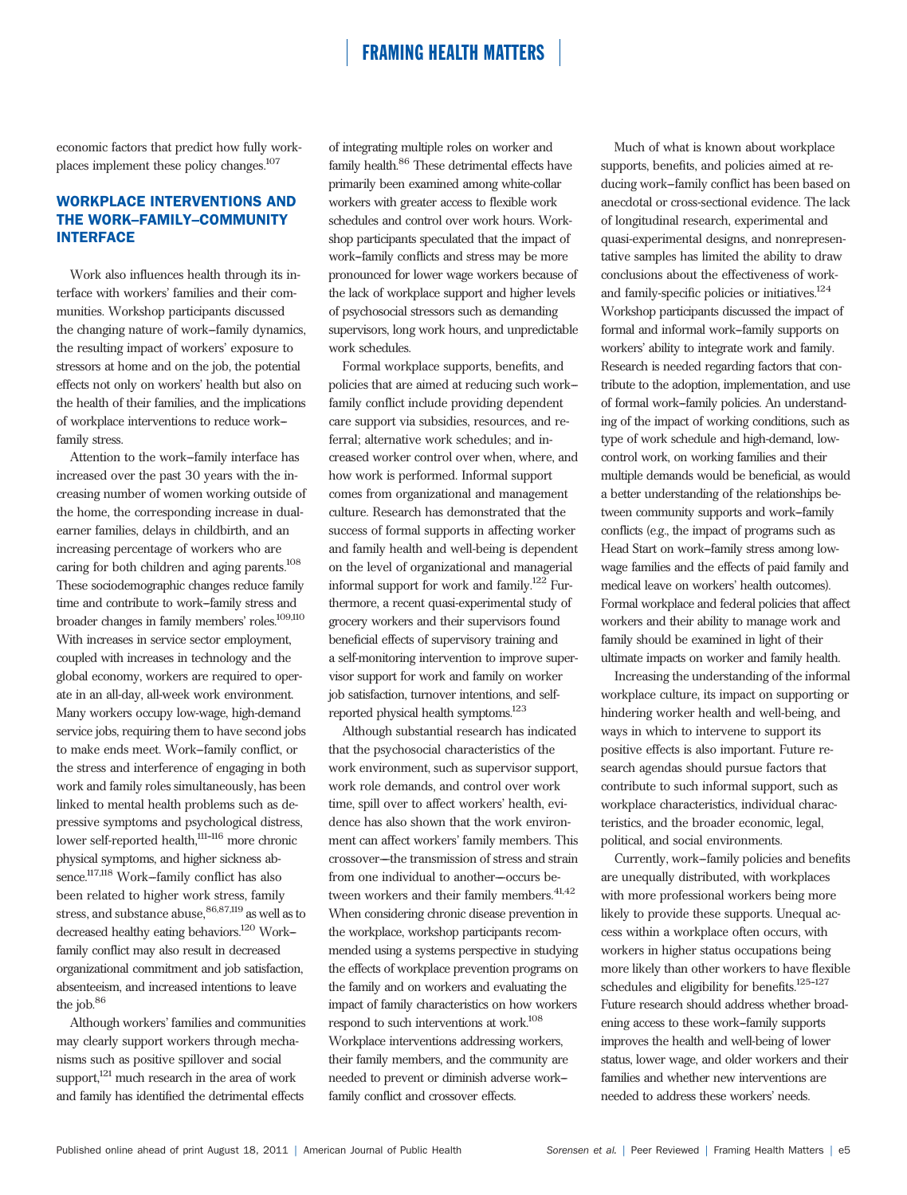economic factors that predict how fully workplaces implement these policy changes.[107]

## WORKPLACE INTERVENTIONS AND THE WORK–FAMILY–COMMUNITY INTERFACE

Work also influences health through its interface with workers' families and their communities. Workshop participants discussed the changing nature of work–family dynamics, the resulting impact of workers' exposure to stressors at home and on the job, the potential effects not only on workers' health but also on the health of their families, and the implications of workplace interventions to reduce work–family stress.

Attention to the work–family interface has increased over the past 30 years with the increasing number of women working outside of the home, the corresponding increase in dual-earner families, delays in childbirth, and an increasing percentage of workers who are caring for both children and aging parents.[108] These sociodemographic changes reduce family time and contribute to work–family stress and broader changes in family members' roles.[109,110] With increases in service sector employment, coupled with increases in technology and the global economy, workers are required to operate in an all-day, all-week work environment. Many workers occupy low-wage, high-demand service jobs, requiring them to have second jobs to make ends meet. Work–family conflict, or the stress and interference of engaging in both work and family roles simultaneously, has been linked to mental health problems such as depressive symptoms and psychological distress, lower self-reported health,[111–116] more chronic physical symptoms, and higher sickness absence.[117,118] Work–family conflict has also been related to higher work stress, family stress, and substance abuse,[86,87,119] as well as to decreased healthy eating behaviors.[120] Work–family conflict may also result in decreased organizational commitment and job satisfaction, absenteeism, and increased intentions to leave the job.[86]

Although workers' families and communities may clearly support workers through mechanisms such as positive spillover and social support,[121] much research in the area of work and family has identified the detrimental effects of integrating multiple roles on worker and family health.[86] These detrimental effects have primarily been examined among white-collar workers with greater access to flexible work schedules and control over work hours. Workshop participants speculated that the impact of work–family conflicts and stress may be more pronounced for lower wage workers because of the lack of workplace support and higher levels of psychosocial stressors such as demanding supervisors, long work hours, and unpredictable work schedules.

Formal workplace supports, benefits, and policies that are aimed at reducing such work–family conflict include providing dependent care support via subsidies, resources, and referral; alternative work schedules; and increased worker control over when, where, and how work is performed. Informal support comes from organizational and management culture. Research has demonstrated that the success of formal supports in affecting worker and family health and well-being is dependent on the level of organizational and managerial informal support for work and family.[122] Furthermore, a recent quasi-experimental study of grocery workers and their supervisors found beneficial effects of supervisory training and a self-monitoring intervention to improve supervisor support for work and family on worker job satisfaction, turnover intentions, and self-reported physical health symptoms.[123]

Although substantial research has indicated that the psychosocial characteristics of the work environment, such as supervisor support, work role demands, and control over work time, spill over to affect workers' health, evidence has also shown that the work environment can affect workers' family members. This crossover—the transmission of stress and strain from one individual to another—occurs between workers and their family members.[41,42] When considering chronic disease prevention in the workplace, workshop participants recommended using a systems perspective in studying the effects of workplace prevention programs on the family and on workers and evaluating the impact of family characteristics on how workers respond to such interventions at work.[108] Workplace interventions addressing workers, their family members, and the community are needed to prevent or diminish adverse work–family conflict and crossover effects.

Much of what is known about workplace supports, benefits, and policies aimed at reducing work–family conflict has been based on anecdotal or cross-sectional evidence. The lack of longitudinal research, experimental and quasi-experimental designs, and nonrepresentative samples has limited the ability to draw conclusions about the effectiveness of work- and family-specific policies or initiatives.[124] Workshop participants discussed the impact of formal and informal work–family supports on workers' ability to integrate work and family. Research is needed regarding factors that contribute to the adoption, implementation, and use of formal work–family policies. An understanding of the impact of working conditions, such as type of work schedule and high-demand, low-control work, on working families and their multiple demands would be beneficial, as would a better understanding of the relationships between community supports and work–family conflicts (e.g., the impact of programs such as Head Start on work–family stress among low-wage families and the effects of paid family and medical leave on workers' health outcomes). Formal workplace and federal policies that affect workers and their ability to manage work and family should be examined in light of their ultimate impacts on worker and family health.

Increasing the understanding of the informal workplace culture, its impact on supporting or hindering worker health and well-being, and ways in which to intervene to support its positive effects is also important. Future research agendas should pursue factors that contribute to such informal support, such as workplace characteristics, individual characteristics, and the broader economic, legal, political, and social environments.

Currently, work–family policies and benefits are unequally distributed, with workplaces with more professional workers being more likely to provide these supports. Unequal access within a workplace often occurs, with workers in higher status occupations being more likely than other workers to have flexible schedules and eligibility for benefits.[125–127] Future research should address whether broadening access to these work–family supports improves the health and well-being of lower status, lower wage, and older workers and their families and whether new interventions are needed to address these workers' needs.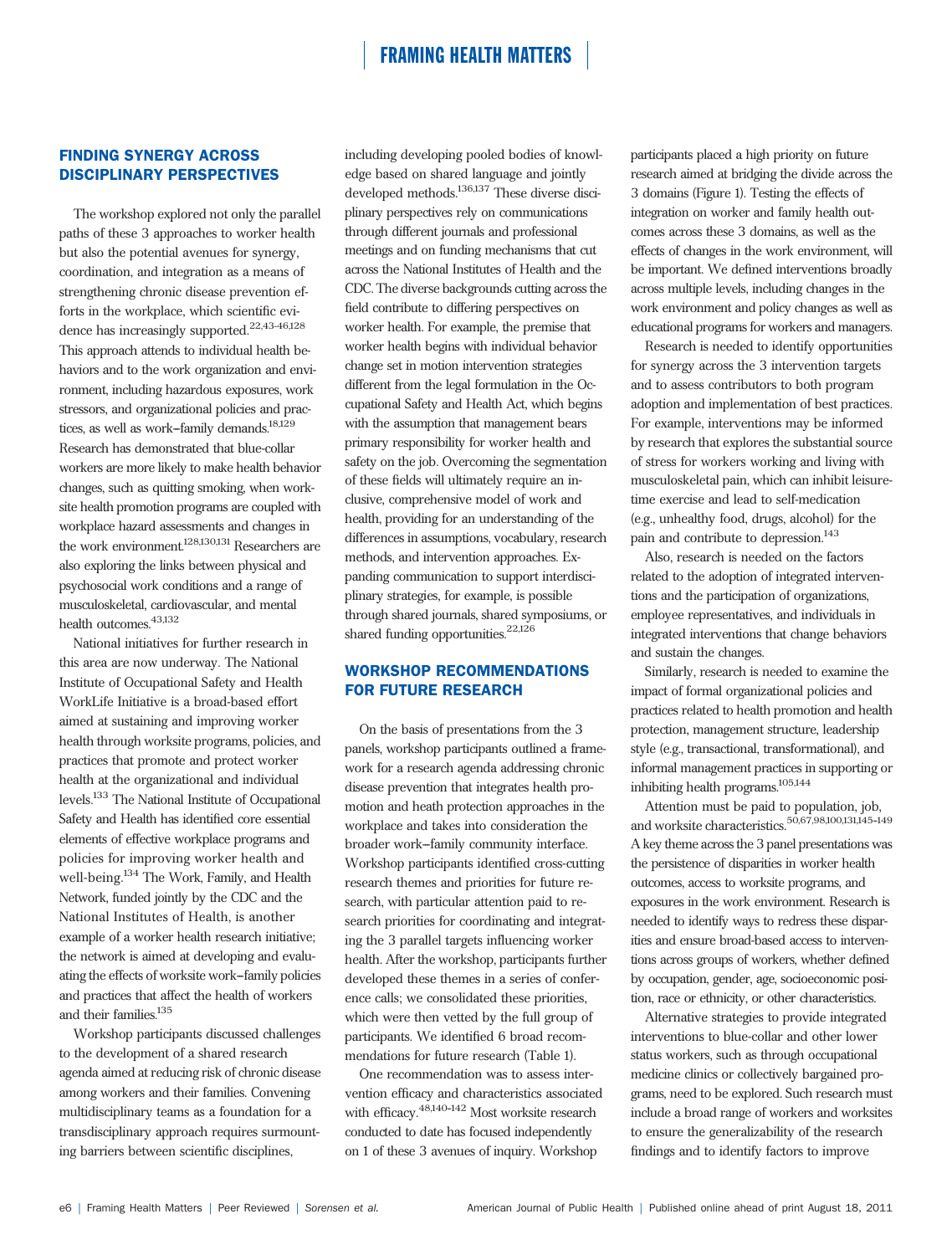## FINDING SYNERGY ACROSS DISCIPLINARY PERSPECTIVES

The workshop explored not only the parallel paths of these 3 approaches to worker health but also the potential avenues for synergy, coordination, and integration as a means of strengthening chronic disease prevention efforts in the workplace, which scientific evidence has increasingly supported.[22,43–46,128] This approach attends to individual health behaviors and to the work organization and environment, including hazardous exposures, work stressors, and organizational policies and practices, as well as work–family demands.[18,129] Research has demonstrated that blue-collar workers are more likely to make health behavior changes, such as quitting smoking, when worksite health promotion programs are coupled with workplace hazard assessments and changes in the work environment.[128,130,131] Researchers are also exploring the links between physical and psychosocial work conditions and a range of musculoskeletal, cardiovascular, and mental health outcomes.[43,132]

National initiatives for further research in this area are now underway. The National Institute of Occupational Safety and Health WorkLife Initiative is a broad-based effort aimed at sustaining and improving worker health through worksite programs, policies, and practices that promote and protect worker health at the organizational and individual levels.[133] The National Institute of Occupational Safety and Health has identified core essential elements of effective workplace programs and policies for improving worker health and well-being.[134] The Work, Family, and Health Network, funded jointly by the CDC and the National Institutes of Health, is another example of a worker health research initiative; the network is aimed at developing and evaluating the effects of worksite work–family policies and practices that affect the health of workers and their families.[135]

Workshop participants discussed challenges to the development of a shared research agenda aimed at reducing risk of chronic disease among workers and their families. Convening multidisciplinary teams as a foundation for a transdisciplinary approach requires surmounting barriers between scientific disciplines, including developing pooled bodies of knowledge based on shared language and jointly developed methods.[136,137] These diverse disciplinary perspectives rely on communications through different journals and professional meetings and on funding mechanisms that cut across the National Institutes of Health and the CDC. The diverse backgrounds cutting across the field contribute to differing perspectives on worker health. For example, the premise that worker health begins with individual behavior change set in motion intervention strategies different from the legal formulation in the Occupational Safety and Health Act, which begins with the assumption that management bears primary responsibility for worker health and safety on the job. Overcoming the segmentation of these fields will ultimately require an inclusive, comprehensive model of work and health, providing for an understanding of the differences in assumptions, vocabulary, research methods, and intervention approaches. Expanding communication to support interdisciplinary strategies, for example, is possible through shared journals, shared symposiums, or shared funding opportunities.[22,126]

## WORKSHOP RECOMMENDATIONS FOR FUTURE RESEARCH

On the basis of presentations from the 3 panels, workshop participants outlined a framework for a research agenda addressing chronic disease prevention that integrates health promotion and heath protection approaches in the workplace and takes into consideration the broader work–family community interface. Workshop participants identified cross-cutting research themes and priorities for future research, with particular attention paid to research priorities for coordinating and integrating the 3 parallel targets influencing worker health. After the workshop, participants further developed these themes in a series of conference calls; we consolidated these priorities, which were then vetted by the full group of participants. We identified 6 broad recommendations for future research (Table 1).

One recommendation was to assess intervention efficacy and characteristics associated with efficacy.[48,140–142] Most worksite research conducted to date has focused independently on 1 of these 3 avenues of inquiry. Workshop participants placed a high priority on future research aimed at bridging the divide across the 3 domains (Figure 1). Testing the effects of integration on worker and family health outcomes across these 3 domains, as well as the effects of changes in the work environment, will be important. We defined interventions broadly across multiple levels, including changes in the work environment and policy changes as well as educational programs for workers and managers.

Research is needed to identify opportunities for synergy across the 3 intervention targets and to assess contributors to both program adoption and implementation of best practices. For example, interventions may be informed by research that explores the substantial source of stress for workers working and living with musculoskeletal pain, which can inhibit leisure-time exercise and lead to self-medication (e.g., unhealthy food, drugs, alcohol) for the pain and contribute to depression.[143]

Also, research is needed on the factors related to the adoption of integrated interventions and the participation of organizations, employee representatives, and individuals in integrated interventions that change behaviors and sustain the changes.

Similarly, research is needed to examine the impact of formal organizational policies and practices related to health promotion and health protection, management structure, leadership style (e.g., transactional, transformational), and informal management practices in supporting or inhibiting health programs.[105,144]

Attention must be paid to population, job, and worksite characteristics.[50,67,98,100,131,145–149] A key theme across the 3 panel presentations was the persistence of disparities in worker health outcomes, access to worksite programs, and exposures in the work environment. Research is needed to identify ways to redress these disparities and ensure broad-based access to interventions across groups of workers, whether defined by occupation, gender, age, socioeconomic position, race or ethnicity, or other characteristics.

Alternative strategies to provide integrated interventions to blue-collar and other lower status workers, such as through occupational medicine clinics or collectively bargained programs, need to be explored. Such research must include a broad range of workers and worksites to ensure the generalizability of the research findings and to identify factors to improve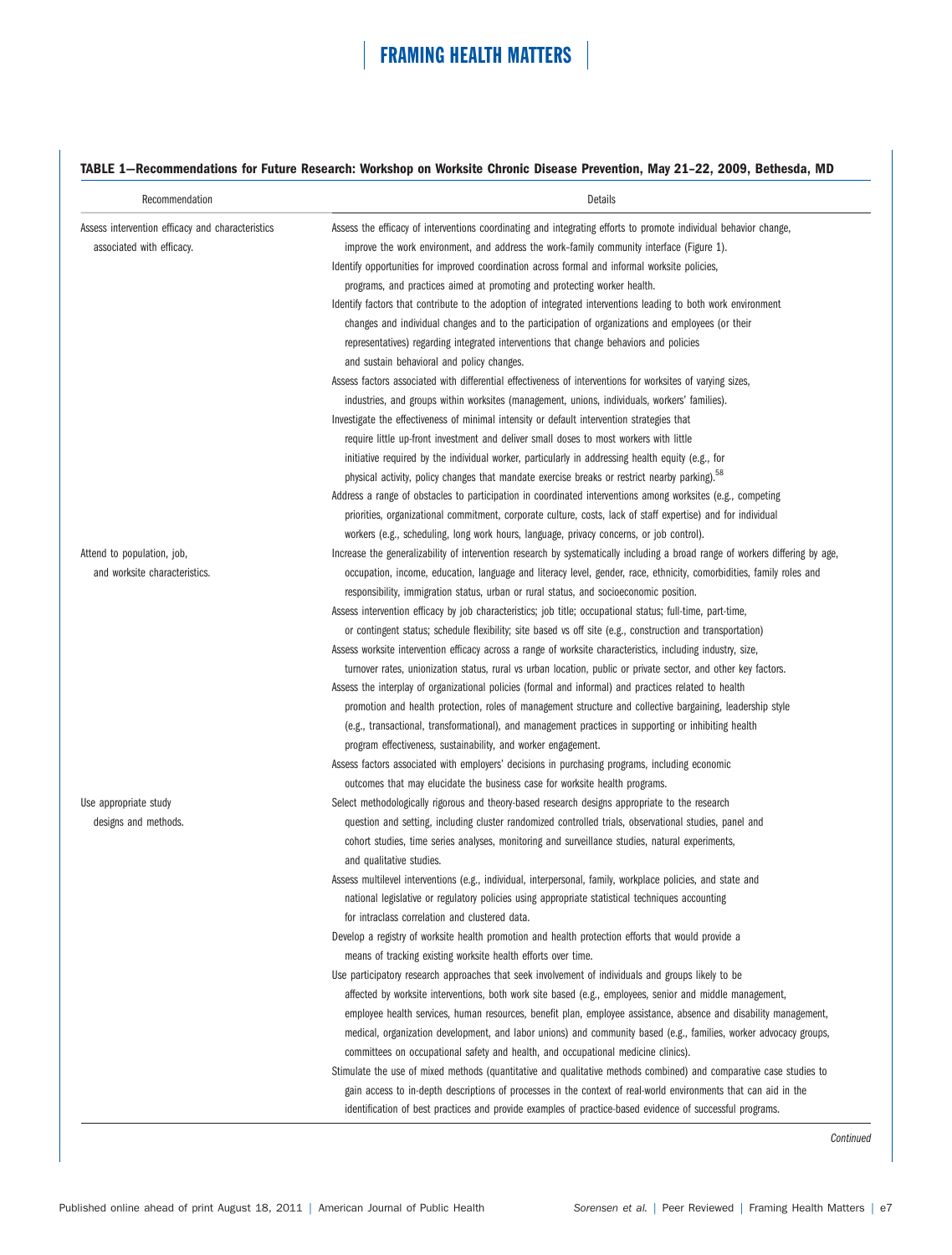**TABLE 1—Recommendations for Future Research: Workshop on Worksite Chronic Disease Prevention, May 21–22, 2009, Bethesda, MD**

| Recommendation | Details |
|---|---|
| Assess intervention efficacy and characteristics associated with efficacy. | Assess the efficacy of interventions coordinating and integrating efforts to promote individual behavior change, improve the work environment, and address the work–family community interface (Figure 1).<br>Identify opportunities for improved coordination across formal and informal worksite policies, programs, and practices aimed at promoting and protecting worker health.<br>Identify factors that contribute to the adoption of integrated interventions leading to both work environment changes and individual changes and to the participation of organizations and employees (or their representatives) regarding integrated interventions that change behaviors and policies and sustain behavioral and policy changes.<br>Assess factors associated with differential effectiveness of interventions for worksites of varying sizes, industries, and groups within worksites (management, unions, individuals, workers' families).<br>Investigate the effectiveness of minimal intensity or default intervention strategies that require little up-front investment and deliver small doses to most workers with little initiative required by the individual worker, particularly in addressing health equity (e.g., for physical activity, policy changes that mandate exercise breaks or restrict nearby parking).[58]<br>Address a range of obstacles to participation in coordinated interventions among worksites (e.g., competing priorities, organizational commitment, corporate culture, costs, lack of staff expertise) and for individual workers (e.g., scheduling, long work hours, language, privacy concerns, or job control). |
| Attend to population, job, and worksite characteristics. | Increase the generalizability of intervention research by systematically including a broad range of workers differing by age, occupation, income, education, language and literacy level, gender, race, ethnicity, comorbidities, family roles and responsibility, immigration status, urban or rural status, and socioeconomic position.<br>Assess intervention efficacy by job characteristics; job title; occupational status; full-time, part-time, or contingent status; schedule flexibility; site based vs off site (e.g., construction and transportation)<br>Assess worksite intervention efficacy across a range of worksite characteristics, including industry, size, turnover rates, unionization status, rural vs urban location, public or private sector, and other key factors.<br>Assess the interplay of organizational policies (formal and informal) and practices related to health promotion and health protection, roles of management structure and collective bargaining, leadership style (e.g., transactional, transformational), and management practices in supporting or inhibiting health program effectiveness, sustainability, and worker engagement.<br>Assess factors associated with employers' decisions in purchasing programs, including economic outcomes that may elucidate the business case for worksite health programs. |
| Use appropriate study designs and methods. | Select methodologically rigorous and theory-based research designs appropriate to the research question and setting, including cluster randomized controlled trials, observational studies, panel and cohort studies, time series analyses, monitoring and surveillance studies, natural experiments, and qualitative studies.<br>Assess multilevel interventions (e.g., individual, interpersonal, family, workplace policies, and state and national legislative or regulatory policies using appropriate statistical techniques accounting for intraclass correlation and clustered data.<br>Develop a registry of worksite health promotion and health protection efforts that would provide a means of tracking existing worksite health efforts over time.<br>Use participatory research approaches that seek involvement of individuals and groups likely to be affected by worksite interventions, both work site based (e.g., employees, senior and middle management, employee health services, human resources, benefit plan, employee assistance, absence and disability management, medical, organization development, and labor unions) and community based (e.g., families, worker advocacy groups, committees on occupational safety and health, and occupational medicine clinics).<br>Stimulate the use of mixed methods (quantitative and qualitative methods combined) and comparative case studies to gain access to in-depth descriptions of processes in the context of real-world environments that can aid in the identification of best practices and provide examples of practice-based evidence of successful programs. |

*Continued*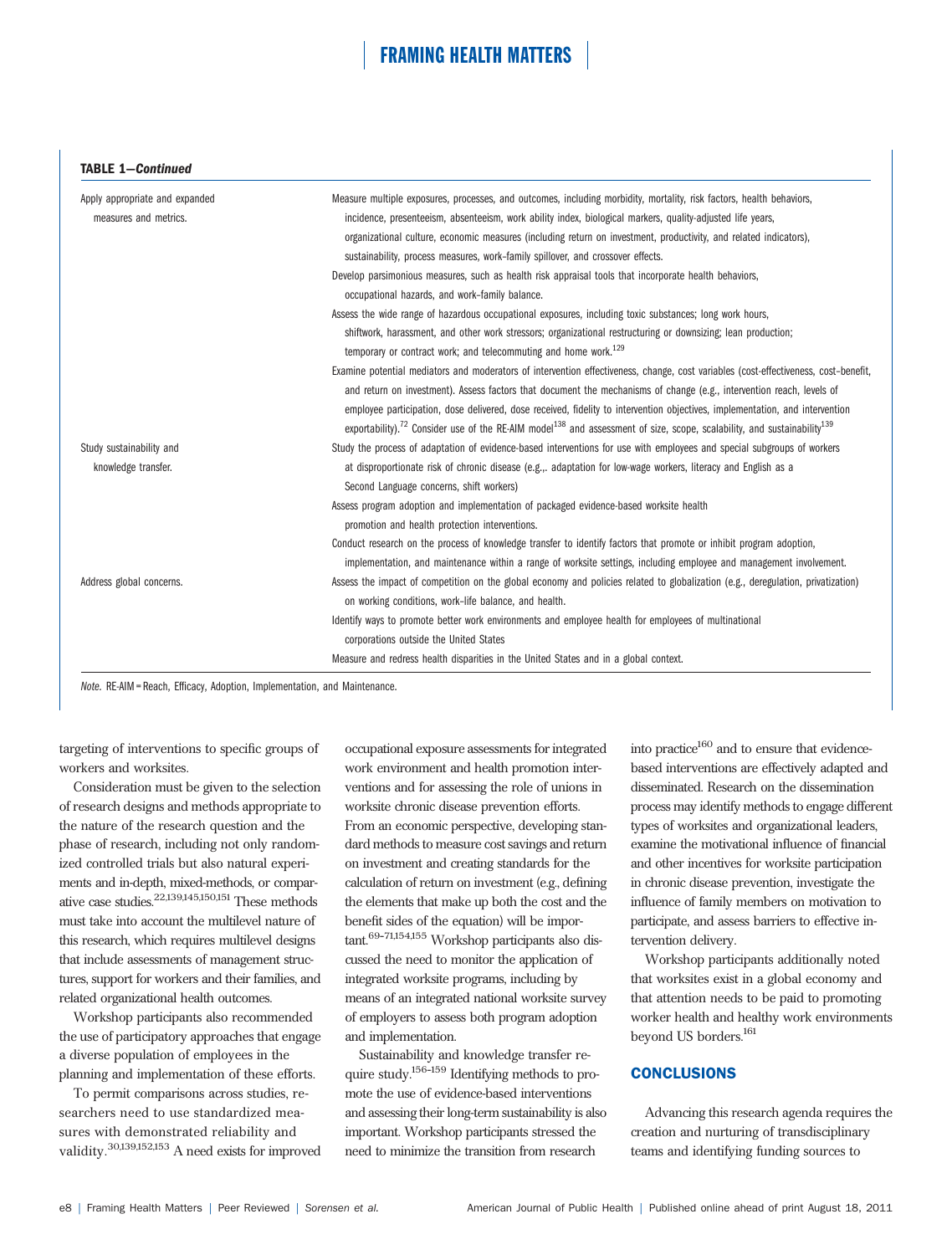**TABLE 1—*Continued***

| | |
|---|---|
| Apply appropriate and expanded measures and metrics. | Measure multiple exposures, processes, and outcomes, including morbidity, mortality, risk factors, health behaviors, incidence, presenteeism, absenteeism, work ability index, biological markers, quality-adjusted life years, organizational culture, economic measures (including return on investment, productivity, and related indicators), sustainability, process measures, work–family spillover, and crossover effects. |
| | Develop parsimonious measures, such as health risk appraisal tools that incorporate health behaviors, occupational hazards, and work–family balance. |
| | Assess the wide range of hazardous occupational exposures, including toxic substances; long work hours, shiftwork, harassment, and other work stressors; organizational restructuring or downsizing; lean production; temporary or contract work; and telecommuting and home work.[129] |
| | Examine potential mediators and moderators of intervention effectiveness, change, cost variables (cost-effectiveness, cost–benefit, and return on investment). Assess factors that document the mechanisms of change (e.g., intervention reach, levels of employee participation, dose delivered, dose received, fidelity to intervention objectives, implementation, and intervention exportability).[72] Consider use of the RE-AIM model[138] and assessment of size, scope, scalability, and sustainability[139] |
| Study sustainability and knowledge transfer. | Study the process of adaptation of evidence-based interventions for use with employees and special subgroups of workers at disproportionate risk of chronic disease (e.g.,. adaptation for low-wage workers, literacy and English as a Second Language concerns, shift workers) |
| | Assess program adoption and implementation of packaged evidence-based worksite health promotion and health protection interventions. |
| | Conduct research on the process of knowledge transfer to identify factors that promote or inhibit program adoption, implementation, and maintenance within a range of worksite settings, including employee and management involvement. |
| Address global concerns. | Assess the impact of competition on the global economy and policies related to globalization (e.g., deregulation, privatization) on working conditions, work–life balance, and health. |
| | Identify ways to promote better work environments and employee health for employees of multinational corporations outside the United States |
| | Measure and redress health disparities in the United States and in a global context. |

*Note.* RE-AIM = Reach, Efficacy, Adoption, Implementation, and Maintenance.

targeting of interventions to specific groups of workers and worksites.

Consideration must be given to the selection of research designs and methods appropriate to the nature of the research question and the phase of research, including not only randomized controlled trials but also natural experiments and in-depth, mixed-methods, or comparative case studies.[22,139,145,150,151] These methods must take into account the multilevel nature of this research, which requires multilevel designs that include assessments of management structures, support for workers and their families, and related organizational health outcomes.

Workshop participants also recommended the use of participatory approaches that engage a diverse population of employees in the planning and implementation of these efforts.

To permit comparisons across studies, researchers need to use standardized measures with demonstrated reliability and validity.[30,139,152,153] A need exists for improved occupational exposure assessments for integrated work environment and health promotion interventions and for assessing the role of unions in worksite chronic disease prevention efforts. From an economic perspective, developing standard methods to measure cost savings and return on investment and creating standards for the calculation of return on investment (e.g., defining the elements that make up both the cost and the benefit sides of the equation) will be important.[69–71,154,155] Workshop participants also discussed the need to monitor the application of integrated worksite programs, including by means of an integrated national worksite survey of employers to assess both program adoption and implementation.

Sustainability and knowledge transfer require study.[156–159] Identifying methods to promote the use of evidence-based interventions and assessing their long-term sustainability is also important. Workshop participants stressed the need to minimize the transition from research into practice[160] and to ensure that evidence-based interventions are effectively adapted and disseminated. Research on the dissemination process may identify methods to engage different types of worksites and organizational leaders, examine the motivational influence of financial and other incentives for worksite participation in chronic disease prevention, investigate the influence of family members on motivation to participate, and assess barriers to effective intervention delivery.

Workshop participants additionally noted that worksites exist in a global economy and that attention needs to be paid to promoting worker health and healthy work environments beyond US borders.[161]

## CONCLUSIONS

Advancing this research agenda requires the creation and nurturing of transdisciplinary teams and identifying funding sources to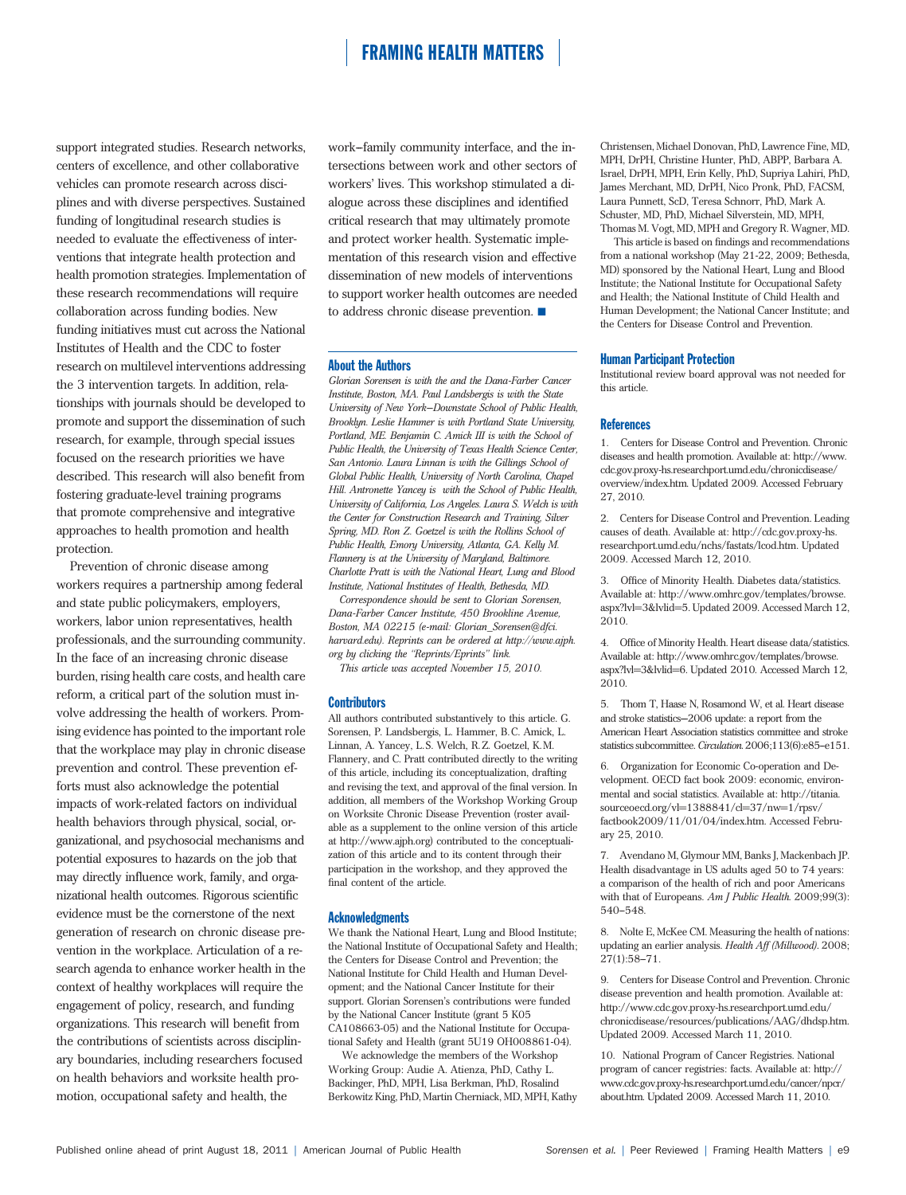support integrated studies. Research networks, centers of excellence, and other collaborative vehicles can promote research across disciplines and with diverse perspectives. Sustained funding of longitudinal research studies is needed to evaluate the effectiveness of interventions that integrate health protection and health promotion strategies. Implementation of these research recommendations will require collaboration across funding bodies. New funding initiatives must cut across the National Institutes of Health and the CDC to foster research on multilevel interventions addressing the 3 intervention targets. In addition, relationships with journals should be developed to promote and support the dissemination of such research, for example, through special issues focused on the research priorities we have described. This research will also benefit from fostering graduate-level training programs that promote comprehensive and integrative approaches to health promotion and health protection.

Prevention of chronic disease among workers requires a partnership among federal and state public policymakers, employers, workers, labor union representatives, health professionals, and the surrounding community. In the face of an increasing chronic disease burden, rising health care costs, and health care reform, a critical part of the solution must involve addressing the health of workers. Promising evidence has pointed to the important role that the workplace may play in chronic disease prevention and control. These prevention efforts must also acknowledge the potential impacts of work-related factors on individual health behaviors through physical, social, organizational, and psychosocial mechanisms and potential exposures to hazards on the job that may directly influence work, family, and organizational health outcomes. Rigorous scientific evidence must be the cornerstone of the next generation of research on chronic disease prevention in the workplace. Articulation of a research agenda to enhance worker health in the context of healthy workplaces will require the engagement of policy, research, and funding organizations. This research will benefit from the contributions of scientists across disciplinary boundaries, including researchers focused on health behaviors and worksite health promotion, occupational safety and health, the work–family community interface, and the intersections between work and other sectors of workers' lives. This workshop stimulated a dialogue across these disciplines and identified critical research that may ultimately promote and protect worker health. Systematic implementation of this research vision and effective dissemination of new models of interventions to support worker health outcomes are needed to address chronic disease prevention. ■

## About the Authors

*Glorian Sorensen is with the and the Dana-Farber Cancer Institute, Boston, MA. Paul Landsbergis is with the State University of New York–Downstate School of Public Health, Brooklyn. Leslie Hammer is with Portland State University, Portland, ME. Benjamin C. Amick III is with the School of Public Health, the University of Texas Health Science Center, San Antonio. Laura Linnan is with the Gillings School of Global Public Health, University of North Carolina, Chapel Hill. Antronette Yancey is with the School of Public Health, University of California, Los Angeles. Laura S. Welch is with the Center for Construction Research and Training, Silver Spring, MD. Ron Z. Goetzel is with the Rollins School of Public Health, Emory University, Atlanta, GA. Kelly M. Flannery is at the University of Maryland, Baltimore. Charlotte Pratt is with the National Heart, Lung and Blood Institute, National Institutes of Health, Bethesda, MD.*

*Correspondence should be sent to Glorian Sorensen, Dana-Farber Cancer Institute, 450 Brookline Avenue, Boston, MA 02215 (e-mail: Glorian_Sorensen@dfci.harvard.edu). Reprints can be ordered at http://www.ajph.org by clicking the "Reprints/Eprints" link.*

*This article was accepted November 15, 2010.*

## Contributors

All authors contributed substantively to this article. G. Sorensen, P. Landsbergis, L. Hammer, B.C. Amick, L. Linnan, A. Yancey, L.S. Welch, R.Z. Goetzel, K.M. Flannery, and C. Pratt contributed directly to the writing of this article, including its conceptualization, drafting and revising the text, and approval of the final version. In addition, all members of the Workshop Working Group on Worksite Chronic Disease Prevention (roster available as a supplement to the online version of this article at http://www.ajph.org) contributed to the conceptualization of this article and to its content through their participation in the workshop, and they approved the final content of the article.

## Acknowledgments

We thank the National Heart, Lung and Blood Institute; the National Institute of Occupational Safety and Health; the Centers for Disease Control and Prevention; the National Institute for Child Health and Human Development; and the National Cancer Institute for their support. Glorian Sorensen's contributions were funded by the National Cancer Institute (grant 5 K05 CA108663-05) and the National Institute for Occupational Safety and Health (grant 5U19 OH008861-04).

We acknowledge the members of the Workshop Working Group: Audie A. Atienza, PhD, Cathy L. Backinger, PhD, MPH, Lisa Berkman, PhD, Rosalind Berkowitz King, PhD, Martin Cherniack, MD, MPH, Kathy Christensen, Michael Donovan, PhD, Lawrence Fine, MD, MPH, DrPH, Christine Hunter, PhD, ABPP, Barbara A. Israel, DrPH, MPH, Erin Kelly, PhD, Supriya Lahiri, PhD, James Merchant, MD, DrPH, Nico Pronk, PhD, FACSM, Laura Punnett, ScD, Teresa Schnorr, PhD, Mark A. Schuster, MD, PhD, Michael Silverstein, MD, MPH, Thomas M. Vogt, MD, MPH and Gregory R. Wagner, MD.

This article is based on findings and recommendations from a national workshop (May 21-22, 2009; Bethesda, MD) sponsored by the National Heart, Lung and Blood Institute; the National Institute for Occupational Safety and Health; the National Institute of Child Health and Human Development; the National Cancer Institute; and the Centers for Disease Control and Prevention.

## Human Participant Protection

Institutional review board approval was not needed for this article.

## References

1. Centers for Disease Control and Prevention. Chronic diseases and health promotion. Available at: http://www.cdc.gov.proxy-hs.researchport.umd.edu/chronicdisease/overview/index.htm. Updated 2009. Accessed February 27, 2010.

2. Centers for Disease Control and Prevention. Leading causes of death. Available at: http://cdc.gov.proxy-hs.researchport.umd.edu/nchs/fastats/lcod.htm. Updated 2009. Accessed March 12, 2010.

3. Office of Minority Health. Diabetes data/statistics. Available at: http://www.omhrc.gov/templates/browse.aspx?lvl=3&lvlid=5. Updated 2009. Accessed March 12, 2010.

4. Office of Minority Health. Heart disease data/statistics. Available at: http://www.omhrc.gov/templates/browse.aspx?lvl=3&lvlid=6. Updated 2010. Accessed March 12, 2010.

5. Thom T, Haase N, Rosamond W, et al. Heart disease and stroke statistics—2006 update: a report from the American Heart Association statistics committee and stroke statistics subcommittee. *Circulation*. 2006;113(6):e85–e151.

6. Organization for Economic Co-operation and Development. OECD fact book 2009: economic, environmental and social statistics. Available at: http://titania.sourceoecd.org/vl=1388841/cl=37/nw=1/rpsv/factbook2009/11/01/04/index.htm. Accessed February 25, 2010.

7. Avendano M, Glymour MM, Banks J, Mackenbach JP. Health disadvantage in US adults aged 50 to 74 years: a comparison of the health of rich and poor Americans with that of Europeans. *Am J Public Health*. 2009;99(3):540–548.

8. Nolte E, McKee CM. Measuring the health of nations: updating an earlier analysis. *Health Aff (Millwood)*. 2008;27(1):58–71.

9. Centers for Disease Control and Prevention. Chronic disease prevention and health promotion. Available at: http://www.cdc.gov.proxy-hs.researchport.umd.edu/chronicdisease/resources/publications/AAG/dhdsp.htm. Updated 2009. Accessed March 11, 2010.

10. National Program of Cancer Registries. National program of cancer registries: facts. Available at: http://www.cdc.gov.proxy-hs.researchport.umd.edu/cancer/npcr/about.htm. Updated 2009. Accessed March 11, 2010.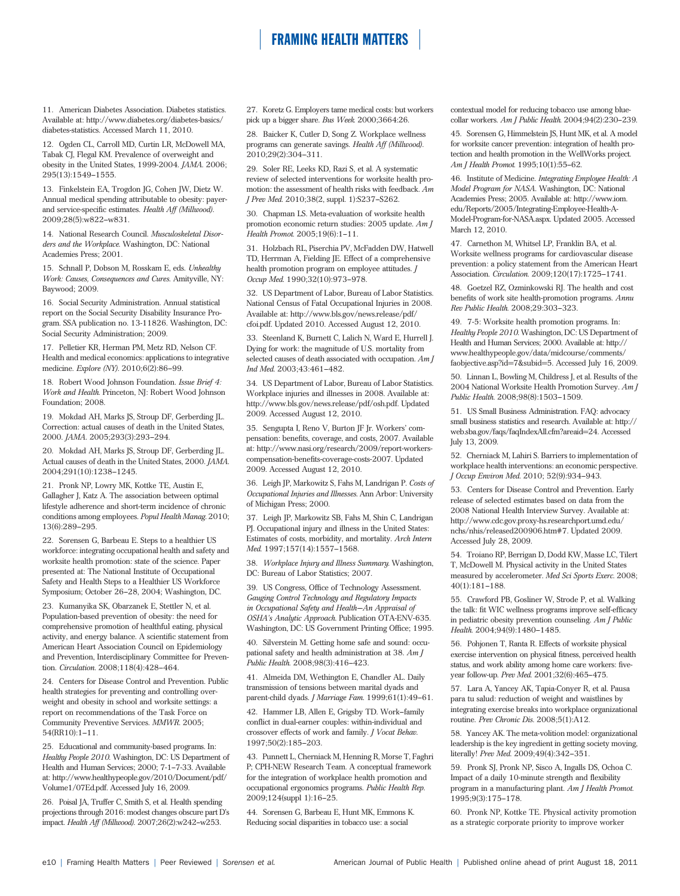11. American Diabetes Association. Diabetes statistics. Available at: http://www.diabetes.org/diabetes-basics/diabetes-statistics. Accessed March 11, 2010.

12. Ogden CL, Carroll MD, Curtin LR, McDowell MA, Tabak CJ, Flegal KM. Prevalence of overweight and obesity in the United States, 1999-2004. *JAMA.* 2006; 295(13):1549–1555.

13. Finkelstein EA, Trogdon JG, Cohen JW, Dietz W. Annual medical spending attributable to obesity: payer- and service-specific estimates. *Health Aff (Millwood).* 2009;28(5):w822–w831.

14. National Research Council. *Musculoskeletal Disorders and the Workplace.* Washington, DC: National Academies Press; 2001.

15. Schnall P, Dobson M, Rosskam E, eds. *Unhealthy Work: Causes, Consequences and Cures.* Amityville, NY: Baywood; 2009.

16. Social Security Administration. Annual statistical report on the Social Security Disability Insurance Program. SSA publication no. 13-11826. Washington, DC: Social Security Administration; 2009.

17. Pelletier KR, Herman PM, Metz RD, Nelson CF. Health and medical economics: applications to integrative medicine. *Explore (NY).* 2010;6(2):86–99.

18. Robert Wood Johnson Foundation. *Issue Brief 4: Work and Health.* Princeton, NJ: Robert Wood Johnson Foundation; 2008.

19. Mokdad AH, Marks JS, Stroup DF, Gerberding JL. Correction: actual causes of death in the United States, 2000. *JAMA.* 2005;293(3):293–294.

20. Mokdad AH, Marks JS, Stroup DF, Gerberding JL. Actual causes of death in the United States, 2000. *JAMA.* 2004;291(10):1238–1245.

21. Pronk NP, Lowry MK, Kottke TE, Austin E, Gallagher J, Katz A. The association between optimal lifestyle adherence and short-term incidence of chronic conditions among employees. *Popul Health Manag.* 2010; 13(6):289–295.

22. Sorensen G, Barbeau E. Steps to a healthier US workforce: integrating occupational health and safety and worksite health promotion: state of the science. Paper presented at: The National Institute of Occupational Safety and Health Steps to a Healthier US Workforce Symposium; October 26–28, 2004; Washington, DC.

23. Kumanyika SK, Obarzanek E, Stettler N, et al. Population-based prevention of obesity: the need for comprehensive promotion of healthful eating, physical activity, and energy balance. A scientific statement from American Heart Association Council on Epidemiology and Prevention, Interdisciplinary Committee for Prevention. *Circulation.* 2008;118(4):428–464.

24. Centers for Disease Control and Prevention. Public health strategies for preventing and controlling overweight and obesity in school and worksite settings: a report on recommendations of the Task Force on Community Preventive Services. *MMWR.* 2005; 54(RR10):1–11.

25. Educational and community-based programs. In: *Healthy People 2010.* Washington, DC: US Department of Health and Human Services; 2000; 7-1–7-33. Available at: http://www.healthypeople.gov/2010/Document/pdf/Volume1/07Ed.pdf. Accessed July 16, 2009.

26. Poisal JA, Truffer C, Smith S, et al. Health spending projections through 2016: modest changes obscure part D's impact. *Health Aff (Millwood).* 2007;26(2):w242–w253.

27. Koretz G. Employers tame medical costs: but workers pick up a bigger share. *Bus Week.* 2000;3664:26.

28. Baicker K, Cutler D, Song Z. Workplace wellness programs can generate savings. *Health Aff (Millwood).* 2010;29(2):304–311.

29. Soler RE, Leeks KD, Razi S, et al. A systematic review of selected interventions for worksite health promotion: the assessment of health risks with feedback. *Am J Prev Med.* 2010;38(2, suppl. 1):S237–S262.

30. Chapman LS. Meta-evaluation of worksite health promotion economic return studies: 2005 update. *Am J Health Promot.* 2005;19(6):1–11.

31. Holzbach RL, Piserchia PV, McFadden DW, Hatwell TD, Herrman A, Fielding JE. Effect of a comprehensive health promotion program on employee attitudes. *J Occup Med.* 1990;32(10):973–978.

32. US Department of Labor, Bureau of Labor Statistics. National Census of Fatal Occupational Injuries in 2008. Available at: http://www.bls.gov/news.release/pdf/cfoi.pdf. Updated 2010. Accessed August 12, 2010.

33. Steenland K, Burnett C, Lalich N, Ward E, Hurrell J. Dying for work: the magnitude of U.S. mortality from selected causes of death associated with occupation. *Am J Ind Med.* 2003;43:461–482.

34. US Department of Labor, Bureau of Labor Statistics. Workplace injuries and illnesses in 2008. Available at: http://www.bls.gov/news.release/pdf/osh.pdf. Updated 2009. Accessed August 12, 2010.

35. Sengupta I, Reno V, Burton JF Jr. Workers' compensation: benefits, coverage, and costs, 2007. Available at: http://www.nasi.org/research/2009/report-workers-compensation-benefits-coverage-costs-2007. Updated 2009. Accessed August 12, 2010.

36. Leigh JP, Markowitz S, Fahs M, Landrigan P. *Costs of Occupational Injuries and Illnesses.* Ann Arbor: University of Michigan Press; 2000.

37. Leigh JP, Markowitz SB, Fahs M, Shin C, Landrigan PJ. Occupational injury and illness in the United States: Estimates of costs, morbidity, and mortality. *Arch Intern Med.* 1997;157(14):1557–1568.

38. *Workplace Injury and Illness Summary.* Washington, DC: Bureau of Labor Statistics; 2007.

39. US Congress, Office of Technology Assessment. *Gauging Control Technology and Regulatory Impacts in Occupational Safety and Health—An Appraisal of OSHA's Analytic Approach.* Publication OTA-ENV-635. Washington, DC: US Government Printing Office; 1995.

40. Silverstein M. Getting home safe and sound: occupational safety and health administration at 38. *Am J Public Health.* 2008;98(3):416–423.

41. Almeida DM, Wethington E, Chandler AL. Daily transmission of tensions between marital dyads and parent-child dyads. *J Marriage Fam.* 1999;61(1):49–61.

42. Hammer LB, Allen E, Grigsby TD. Work–family conflict in dual-earner couples: within-individual and crossover effects of work and family. *J Vocat Behav.* 1997;50(2):185–203.

43. Punnett L, Cherniack M, Henning R, Morse T, Faghri P; CPH-NEW Research Team. A conceptual framework for the integration of workplace health promotion and occupational ergonomics programs. *Public Health Rep.* 2009;124(suppl 1):16–25.

44. Sorensen G, Barbeau E, Hunt MK, Emmons K. Reducing social disparities in tobacco use: a social contextual model for reducing tobacco use among blue-collar workers. *Am J Public Health.* 2004;94(2):230–239.

45. Sorensen G, Himmelstein JS, Hunt MK, et al. A model for worksite cancer prevention: integration of health protection and health promotion in the WellWorks project. *Am J Health Promot.* 1995;10(1):55–62.

46. Institute of Medicine. *Integrating Employee Health: A Model Program for NASA.* Washington, DC: National Academies Press; 2005. Available at: http://www.iom.edu/Reports/2005/Integrating-Employee-Health-A-Model-Program-for-NASA.aspx. Updated 2005. Accessed March 12, 2010.

47. Carnethon M, Whitsel LP, Franklin BA, et al. Worksite wellness programs for cardiovascular disease prevention: a policy statement from the American Heart Association. *Circulation.* 2009;120(17):1725–1741.

48. Goetzel RZ, Ozminkowski RJ. The health and cost benefits of work site health-promotion programs. *Annu Rev Public Health.* 2008;29:303–323.

49. 7-5: Worksite health promotion programs. In: *Healthy People 2010.* Washington, DC: US Department of Health and Human Services; 2000. Available at: http://www.healthypeople.gov/data/midcourse/comments/faobjective.asp?id=7&subid=5. Accessed July 16, 2009.

50. Linnan L, Bowling M, Childress J, et al. Results of the 2004 National Worksite Health Promotion Survey. *Am J Public Health.* 2008;98(8):1503–1509.

51. US Small Business Administration. FAQ: advocacy small business statistics and research. Available at: http://web.sba.gov/faqs/faqIndexAll.cfm?areaid=24. Accessed July 13, 2009.

52. Cherniack M, Lahiri S. Barriers to implementation of workplace health interventions: an economic perspective. *J Occup Environ Med.* 2010; 52(9):934–943.

53. Centers for Disease Control and Prevention. Early release of selected estimates based on data from the 2008 National Health Interview Survey. Available at: http://www.cdc.gov.proxy-hs.researchport.umd.edu/nchs/nhis/released200906.htm#7. Updated 2009. Accessed July 28, 2009.

54. Troiano RP, Berrigan D, Dodd KW, Masse LC, Tilert T, McDowell M. Physical activity in the United States measured by accelerometer. *Med Sci Sports Exerc.* 2008; 40(1):181–188.

55. Crawford PB, Gosliner W, Strode P, et al. Walking the talk: fit WIC wellness programs improve self-efficacy in pediatric obesity prevention counseling. *Am J Public Health.* 2004;94(9):1480–1485.

56. Pohjonen T, Ranta R. Effects of worksite physical exercise intervention on physical fitness, perceived health status, and work ability among home care workers: five-year follow-up. *Prev Med.* 2001;32(6):465–475.

57. Lara A, Yancey AK, Tapia-Conyer R, et al. Pausa para tu salud: reduction of weight and waistlines by integrating exercise breaks into workplace organizational routine. *Prev Chronic Dis.* 2008;5(1):A12.

58. Yancey AK. The meta-volition model: organizational leadership is the key ingredient in getting society moving, literally! *Prev Med.* 2009;49(4):342–351.

59. Pronk SJ, Pronk NP, Sisco A, Ingalls DS, Ochoa C. Impact of a daily 10-minute strength and flexibility program in a manufacturing plant. *Am J Health Promot.* 1995;9(3):175–178.

60. Pronk NP, Kottke TE. Physical activity promotion as a strategic corporate priority to improve worker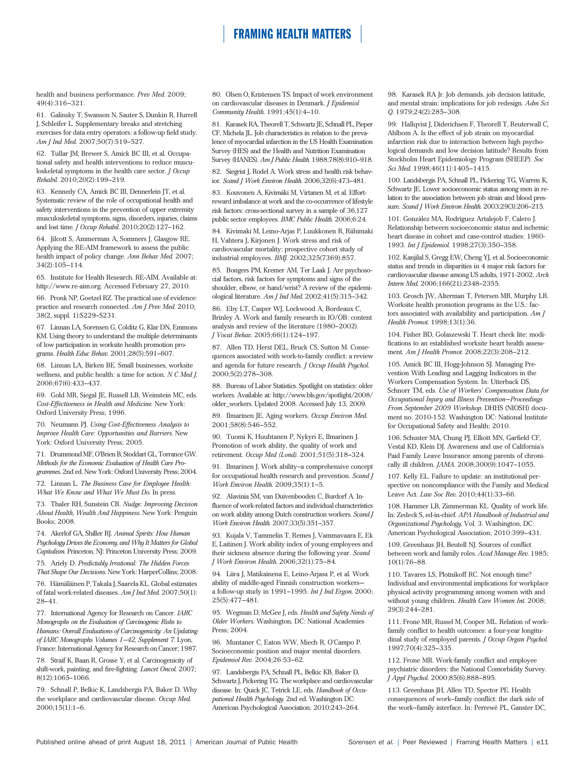health and business performance. *Prev Med.* 2009; 49(4):316–321.

61. Galinsky T, Swanson N, Sauter S, Dunkin R, Hurrell J, Schleifer L. Supplementary breaks and stretching exercises for data entry operators: a follow-up field study. *Am J Ind Med.* 2007;50(7):519–527.

62. Tullar JM, Brewer S, Amick BC III, et al. Occupational safety and health interventions to reduce musculoskeletal symptoms in the health care sector. *J Occup Rehabil.* 2010;20(2):199–219.

63. Kennedy CA, Amick BC III, Dennerlein JT, et al. Systematic review of the role of occupational health and safety interventions in the prevention of upper extremity musculoskeletal symptoms, signs, disorders, injuries, claims and lost time. *J Occup Rehabil.* 2010;20(2):127–162.

64. Jilcott S, Ammerman A, Sommers J, Glasgow RE. Applying the RE-AIM framework to assess the public health impact of policy change. *Ann Behav Med.* 2007; 34(2):105–114.

65. Institute for Health Research. RE-AIM. Available at: http://www.re-aim.org. Accessed February 27, 2010.

66. Pronk NP, Goetzel RZ. The practical use of evidence: practice and research connected. *Am J Prev Med.* 2010; 38(2, suppl. 1):S229–S231.

67. Linnan LA, Sorensen G, Colditz G, Klar DN, Emmons KM. Using theory to understand the multiple determinants of low participation in worksite health promotion programs. *Health Educ Behav.* 2001;28(5):591–607.

68. Linnan LA, Birken BE. Small businesses, worksite wellness, and public health: a time for action. *N C Med J.* 2006;67(6):433–437.

69. Gold MR, Siegal JE, Russell LB, Weinstein MC, eds. *Cost-Effectiveness in Health and Medicine.* New York: Oxford University Press; 1996.

70. Neumann PJ. *Using Cost-Effectiveness Analysis to Improve Health Care: Opportunities and Barriers.* New York: Oxford University Press; 2005.

71. Drummond MF, O'Brien B, Stoddart GL, Torrance GW. *Methods for the Economic Evaluation of Health Care Programmes.* 2nd ed. New York: Oxford University Press; 2004.

72. Linnan L. *The Business Case for Employee Health: What We Know and What We Must Do.* In press.

73. Thaler RH, Sunstein CR. *Nudge: Improving Decision About Health, Wealth And Happiness.* New York: Penguin Books; 2008.

74. Akerlof GA, Shiller RJ. *Animal Spirits: How Human Psychology Drives the Economy, and Why It Matters for Global Capitalism.* Princeton, NJ: Princeton University Press; 2009.

75. Ariely D. *Predictably Irrational: The Hidden Forces That Shape Our Decisions.* New York: HarperCollins; 2008.

76. Hämäläinen P, Takala J, Saarela KL. Global estimates of fatal work-related diseases. *Am J Ind Med.* 2007;50(1): 28–41.

77. International Agency for Research on Cancer. *IARC Monographs on the Evaluation of Carcinogenic Risks to Humans: Overall Evaluations of Carcinogenicity: An Updating of IARC Monographs Volumes 1–42, Supplement 7.* Lyon, France: International Agency for Research on Cancer; 1987.

78. Straif K, Baan R, Grosse Y, et al. Carcinogenicity of shift-work, painting, and fire-fighting. *Lancet Oncol.* 2007; 8(12):1065–1066.

79. Schnall P, Belkic K, Landsbergis PA, Baker D. Why the workplace and cardiovascular disease. *Occup Med.* 2000;15(1):1–6.

80. Olsen O, Kristensen TS. Impact of work environment on cardiovascular diseases in Denmark. *J Epidemiol Community Health.* 1991;45(1):4–10.

81. Karasek RA, Theorell T, Schwartz JE, Schnall PL, Pieper CF, Michela JL. Job characteristics in relation to the prevalence of myocardial infarction in the US Health Examination Survey (HES) and the Health and Nutrition Examination Survey (HANES). *Am J Public Health.* 1988;78(8):910–918.

82. Siegrist J, Rodel A. Work stress and health risk behavior. *Scand J Work Environ Health.* 2006;32(6):473–481.

83. Kouvonen A, Kivimäki M, Virtanen M, et al. Effort-reward imbalance at work and the co-occurrence of lifestyle risk factors: cross-sectional survey in a sample of 36,127 public sector employees. *BMC Public Health.* 2006;6:24.

84. Kivimaki M, Leino-Arjas P, Luukkonen R, Riihimaki H, Vahtera J, Kirjonen J. Work stress and risk of cardiovascular mortality: prospective cohort study of industrial employees. *BMJ.* 2002;325(7369):857.

85. Bongers PM, Kremer AM, Ter Laak J. Are psychosocial factors, risk factors for symptoms and signs of the shoulder, elbow, or hand/wrist? A review of the epidemiological literature. *Am J Ind Med.* 2002;41(5):315–342.

86. Eby LT, Casper WJ, Lockwood A, Bordeaux C, Brinley A. Work and family research in IO/OB: content analysis and review of the literature (1980–2002). *J Vocat Behav.* 2005;66(1):124–197.

87. Allen TD, Herst DEL, Bruck CS, Sutton M. Consequences associated with work-to-family conflict: a review and agenda for future research. *J Occup Health Psychol.* 2000;5(2):278–308.

88. Bureau of Labor Statistics. Spotlight on statistics: older workers. Available at: http://www.bls.gov/spotlight/2008/older_workers. Updated 2008. Accessed July 13, 2009.

89. Ilmarinen JE. Aging workers. *Occup Environ Med.* 2001;58(8):546–552.

90. Tuomi K, Huuhtanen P, Nykyri E, Ilmarinen J. Promotion of work ability, the quality of work and retirement. *Occup Med (Lond).* 2001;51(5):318–324.

91. Ilmarinen J. Work ability–a comprehensive concept for occupational health research and prevention. *Scand J Work Environ Health.* 2009;35(1):1–5.

92. Alavinia SM, van Duivenbooden C, Burdorf A. Influence of work-related factors and individual characteristics on work ability among Dutch construction workers. *Scand J Work Environ Health.* 2007;33(5):351–357.

93. Kujala V, Tammelin T, Remes J, Vammavaara E, Ek E, Laitinen J. Work ability index of young employees and their sickness absence during the following year. *Scand J Work Environ Health.* 2006;32(1):75–84.

94. Liira J, Matikainena E, Leino-Arjasa P, et al. Work ability of middle-aged Finnish construction workers—a follow-up study in 1991–1995. *Int J Ind Ergon.* 2000; 25(5):477–481.

95. Wegman D, McGee J, eds. *Health and Safety Needs of Older Workers.* Washington, DC: National Academies Press; 2004.

96. Muntaner C, Eaton WW, Miech R, O'Campo P. Socioeconomic position and major mental disorders. *Epidemiol Rev.* 2004;26:53–62.

97. Landsbergis PA, Schnall PL, Belkic KB, Baker D, Schwartz J, Pickering TG. The workplace and cardiovascular disease. In: Quick JC, Tetrick LE, eds. *Handbook of Occupational Health Psychology.* 2nd ed. Washington DC: American Psychological Association; 2010:243–264.

98. Karasek RA Jr. Job demands, job decision latitude, and mental strain: implications for job redesign. *Adm Sci Q.* 1979;24(2):285–308.

99. Hallqvist J, Diderichsen F, Theorell T, Reuterwall C, Ahlbom A. Is the effect of job strain on myocardial infarction risk due to interaction between high psychological demands and low decision latitude? Results from Stockholm Heart Epidemiology Program (SHEEP). *Soc Sci Med.* 1998;46(11):1405–1415.

100. Landsbergis PA, Schnall PL, Pickering TG, Warren K, Schwartz JE. Lower socioeconomic status among men in relation to the association between job strain and blood pressure. *Scand J Work Environ Health.* 2003;29(3):206–215.

101. González MA, Rodríguez Artalejob F, Calero J. Relationship between socioeconomic status and ischemic heart disease in cohort and case-control studies: 1960-1993. *Int J Epidemiol.* 1998;27(3):350–358.

102. Kanjilal S, Gregg EW, Cheng YJ, et al. Socioeconomic status and trends in disparities in 4 major risk factors for cardiovascular disease among US adults, 1971-2002. *Arch Intern Med.* 2006;166(21):2348–2355.

103. Grosch JW, Alterman T, Petersen MR, Murphy LR. Worksite health promotion programs in the U.S.: factors associated with availability and participation. *Am J Health Promot.* 1998;13(1):36.

104. Fisher BD, Golaszewski T. Heart check lite: modifications to an established worksite heart health assessment. *Am J Health Promot.* 2008;22(3):208–212.

105. Amick BC III, Hogg-Johnson SJ. Managing Prevention With Leading and Lagging Indicators in the Workers Compensation System. In: Utterback DS, Schnorr TM, eds. *Use of Workers' Compensation Data for Occupational Injury and Illness Prevention—Proceedings From September 2009 Workshop.* DHHS (NIOSH) document no. 2010-152. Washington DC: National Institute for Occupational Safety and Health; 2010.

106. Schuster MA, Chung PJ, Elliott MN, Garfield CF, Vestal KD, Klein DJ. Awareness and use of California's Paid Family Leave Insurance among parents of chronically ill children. *JAMA.* 2008;300(9):1047–1055.

107. Kelly EL. Failure to update: an institutional perspective on noncompliance with the Family and Medical Leave Act. *Law Soc Rev.* 2010;44(1):33–66.

108. Hammer LB, Zimmerman KL. Quality of work life. In: Zedeck S, ed-in-chief. *APA Handbook of Industrial and Organizational Psychology.* Vol. 3. Washington, DC: American Psychological Association; 2010:399–431.

109. Greenhaus JH, Beutell NJ. Sources of conflict between work and family roles. *Acad Manage Rev.* 1985; 10(1):76–88.

110. Tavares LS, Plotnikoff RC. Not enough time? Individual and environmental implications for workplace physical activity programming among women with and without young children. *Health Care Women Int.* 2008; 29(3):244–281.

111. Frone MR, Russel M, Cooper ML. Relation of work-family conflict to health outcomes: a four-year longitudinal study of employed parents. *J Occup Organ Psychol.* 1997;70(4):325–335.

112. Frone MR. Work-family conflict and employee psychiatric disorders: the National Comorbidity Survey. *J Appl Psychol.* 2000;85(6):888–895.

113. Greenhaus JH, Allen TD, Spector PE. Health consequences of work–family conflict: the dark side of the work–family interface. In: Perrewé PL, Ganster DC,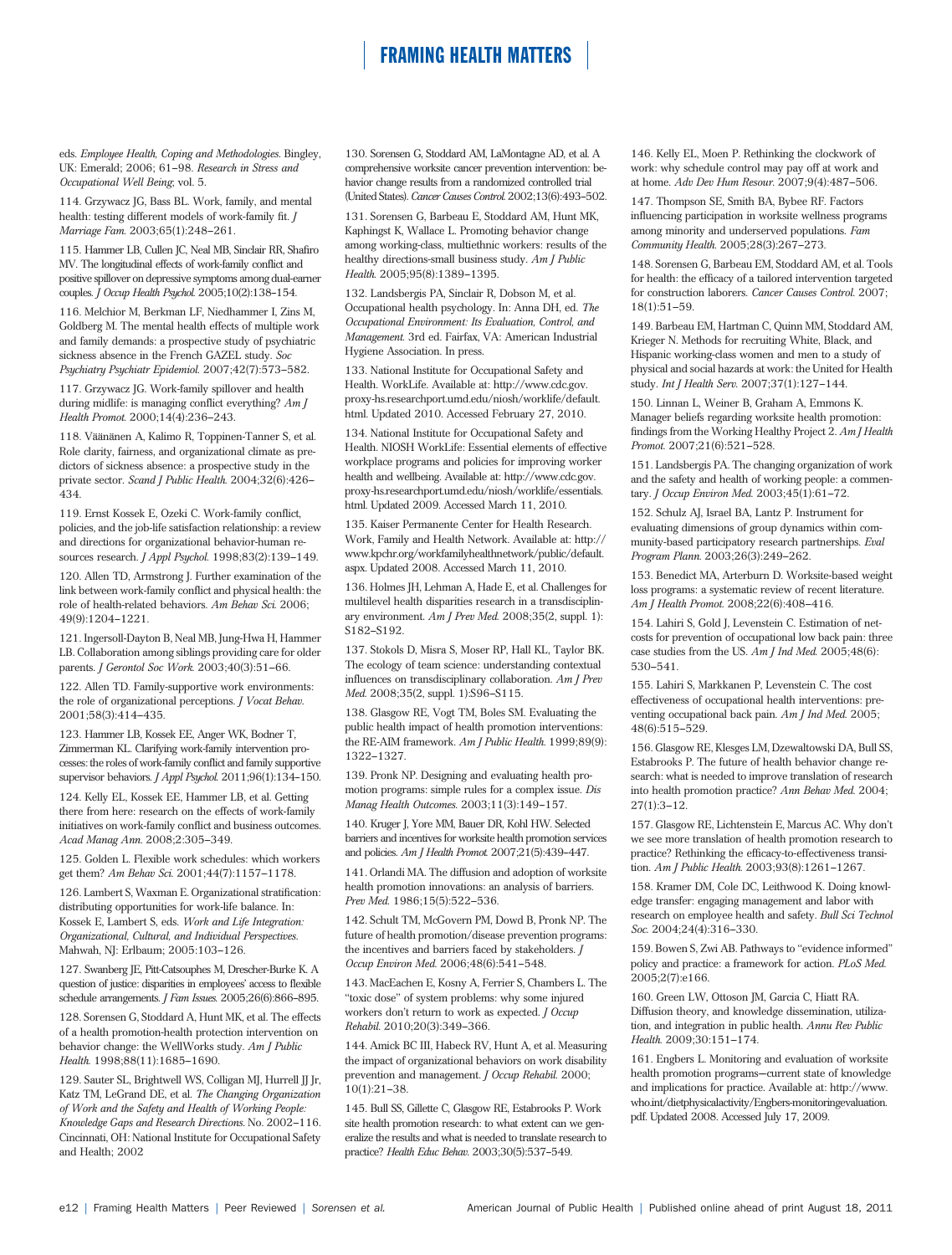eds. *Employee Health, Coping and Methodologies.* Bingley, UK: Emerald; 2006; 61–98. *Research in Stress and Occupational Well Being*; vol. 5.

114. Grzywacz JG, Bass BL. Work, family, and mental health: testing different models of work-family fit. *J Marriage Fam.* 2003;65(1):248–261.

115. Hammer LB, Cullen JC, Neal MB, Sinclair RR, Shafiro MV. The longitudinal effects of work-family conflict and positive spillover on depressive symptoms among dual-earner couples. *J Occup Health Psychol.* 2005;10(2):138–154.

116. Melchior M, Berkman LF, Niedhammer I, Zins M, Goldberg M. The mental health effects of multiple work and family demands: a prospective study of psychiatric sickness absence in the French GAZEL study. *Soc Psychiatry Psychiatr Epidemiol.* 2007;42(7):573–582.

117. Grzywacz JG. Work-family spillover and health during midlife: is managing conflict everything? *Am J Health Promot.* 2000;14(4):236–243.

118. Väänänen A, Kalimo R, Toppinen-Tanner S, et al. Role clarity, fairness, and organizational climate as predictors of sickness absence: a prospective study in the private sector. *Scand J Public Health.* 2004;32(6):426–434.

119. Ernst Kossek E, Ozeki C. Work-family conflict, policies, and the job-life satisfaction relationship: a review and directions for organizational behavior-human resources research. *J Appl Psychol.* 1998;83(2):139–149.

120. Allen TD, Armstrong J. Further examination of the link between work-family conflict and physical health: the role of health-related behaviors. *Am Behav Sci.* 2006; 49(9):1204–1221.

121. Ingersoll-Dayton B, Neal MB, Jung-Hwa H, Hammer LB. Collaboration among siblings providing care for older parents. *J Gerontol Soc Work.* 2003;40(3):51–66.

122. Allen TD. Family-supportive work environments: the role of organizational perceptions. *J Vocat Behav.* 2001;58(3):414–435.

123. Hammer LB, Kossek EE, Anger WK, Bodner T, Zimmerman KL. Clarifying work-family intervention processes: the roles of work-family conflict and family supportive supervisor behaviors. *J Appl Psychol.* 2011;96(1):134–150.

124. Kelly EL, Kossek EE, Hammer LB, et al. Getting there from here: research on the effects of work-family initiatives on work-family conflict and business outcomes. *Acad Manag Ann.* 2008;2:305–349.

125. Golden L. Flexible work schedules: which workers get them? *Am Behav Sci.* 2001;44(7):1157–1178.

126. Lambert S, Waxman E. Organizational stratification: distributing opportunities for work-life balance. In: Kossek E, Lambert S, eds. *Work and Life Integration: Organizational, Cultural, and Individual Perspectives.* Mahwah, NJ: Erlbaum; 2005:103–126.

127. Swanberg JE, Pitt-Catsouphes M, Drescher-Burke K. A question of justice: disparities in employees' access to flexible schedule arrangements. *J Fam Issues.* 2005;26(6):866–895.

128. Sorensen G, Stoddard A, Hunt MK, et al. The effects of a health promotion-health protection intervention on behavior change: the WellWorks study. *Am J Public Health.* 1998;88(11):1685–1690.

129. Sauter SL, Brightwell WS, Colligan MJ, Hurrell JJ Jr, Katz TM, LeGrand DE, et al. *The Changing Organization of Work and the Safety and Health of Working People: Knowledge Gaps and Research Directions.* No. 2002–116. Cincinnati, OH: National Institute for Occupational Safety and Health; 2002

130. Sorensen G, Stoddard AM, LaMontagne AD, et al. A comprehensive worksite cancer prevention intervention: behavior change results from a randomized controlled trial (United States). *Cancer Causes Control.* 2002;13(6):493–502.

131. Sorensen G, Barbeau E, Stoddard AM, Hunt MK, Kaphingst K, Wallace L. Promoting behavior change among working-class, multiethnic workers: results of the healthy directions-small business study. *Am J Public Health.* 2005;95(8):1389–1395.

132. Landsbergis PA, Sinclair R, Dobson M, et al. Occupational health psychology. In: Anna DH, ed. *The Occupational Environment: Its Evaluation, Control, and Management.* 3rd ed. Fairfax, VA: American Industrial Hygiene Association. In press.

133. National Institute for Occupational Safety and Health. WorkLife. Available at: http://www.cdc.gov.proxy-hs.researchport.umd.edu/niosh/worklife/default.html. Updated 2010. Accessed February 27, 2010.

134. National Institute for Occupational Safety and Health. NIOSH WorkLife: Essential elements of effective workplace programs and policies for improving worker health and wellbeing. Available at: http://www.cdc.gov.proxy-hs.researchport.umd.edu/niosh/worklife/essentials.html. Updated 2009. Accessed March 11, 2010.

135. Kaiser Permanente Center for Health Research. Work, Family and Health Network. Available at: http://www.kpchr.org/workfamilyhealthnetwork/public/default.aspx. Updated 2008. Accessed March 11, 2010.

136. Holmes JH, Lehman A, Hade E, et al. Challenges for multilevel health disparities research in a transdisciplinary environment. *Am J Prev Med.* 2008;35(2, suppl. 1): S182–S192.

137. Stokols D, Misra S, Moser RP, Hall KL, Taylor BK. The ecology of team science: understanding contextual influences on transdisciplinary collaboration. *Am J Prev Med.* 2008;35(2, suppl. 1):S96–S115.

138. Glasgow RE, Vogt TM, Boles SM. Evaluating the public health impact of health promotion interventions: the RE-AIM framework. *Am J Public Health.* 1999;89(9): 1322–1327.

139. Pronk NP. Designing and evaluating health promotion programs: simple rules for a complex issue. *Dis Manag Health Outcomes.* 2003;11(3):149–157.

140. Kruger J, Yore MM, Bauer DR, Kohl HW. Selected barriers and incentives for worksite health promotion services and policies. *Am J Health Promot.* 2007;21(5):439–447.

141. Orlandi MA. The diffusion and adoption of worksite health promotion innovations: an analysis of barriers. *Prev Med.* 1986;15(5):522–536.

142. Schult TM, McGovern PM, Dowd B, Pronk NP. The future of health promotion/disease prevention programs: the incentives and barriers faced by stakeholders. *J Occup Environ Med.* 2006;48(6):541–548.

143. MacEachen E, Kosny A, Ferrier S, Chambers L. The "toxic dose" of system problems: why some injured workers don't return to work as expected. *J Occup Rehabil.* 2010;20(3):349–366.

144. Amick BC III, Habeck RV, Hunt A, et al. Measuring the impact of organizational behaviors on work disability prevention and management. *J Occup Rehabil.* 2000; 10(1):21–38.

145. Bull SS, Gillette C, Glasgow RE, Estabrooks P. Work site health promotion research: to what extent can we generalize the results and what is needed to translate research to practice? *Health Educ Behav.* 2003;30(5):537–549.

146. Kelly EL, Moen P. Rethinking the clockwork of work: why schedule control may pay off at work and at home. *Adv Dev Hum Resour.* 2007;9(4):487–506.

147. Thompson SE, Smith BA, Bybee RF. Factors influencing participation in worksite wellness programs among minority and underserved populations. *Fam Community Health.* 2005;28(3):267–273.

148. Sorensen G, Barbeau EM, Stoddard AM, et al. Tools for health: the efficacy of a tailored intervention targeted for construction laborers. *Cancer Causes Control.* 2007; 18(1):51–59.

149. Barbeau EM, Hartman C, Quinn MM, Stoddard AM, Krieger N. Methods for recruiting White, Black, and Hispanic working-class women and men to a study of physical and social hazards at work: the United for Health study. *Int J Health Serv.* 2007;37(1):127–144.

150. Linnan L, Weiner B, Graham A, Emmons K. Manager beliefs regarding worksite health promotion: findings from the Working Healthy Project 2. *Am J Health Promot.* 2007;21(6):521–528.

151. Landsbergis PA. The changing organization of work and the safety and health of working people: a commentary. *J Occup Environ Med.* 2003;45(1):61–72.

152. Schulz AJ, Israel BA, Lantz P. Instrument for evaluating dimensions of group dynamics within community-based participatory research partnerships. *Eval Program Plann.* 2003;26(3):249–262.

153. Benedict MA, Arterburn D. Worksite-based weight loss programs: a systematic review of recent literature. *Am J Health Promot.* 2008;22(6):408–416.

154. Lahiri S, Gold J, Levenstein C. Estimation of net-costs for prevention of occupational low back pain: three case studies from the US. *Am J Ind Med.* 2005;48(6): 530–541.

155. Lahiri S, Markkanen P, Levenstein C. The cost effectiveness of occupational health interventions: preventing occupational back pain. *Am J Ind Med.* 2005; 48(6):515–529.

156. Glasgow RE, Klesges LM, Dzewaltowski DA, Bull SS, Estabrooks P. The future of health behavior change research: what is needed to improve translation of research into health promotion practice? *Ann Behav Med.* 2004; 27(1):3–12.

157. Glasgow RE, Lichtenstein E, Marcus AC. Why don't we see more translation of health promotion research to practice? Rethinking the efficacy-to-effectiveness transition. *Am J Public Health.* 2003;93(8):1261–1267.

158. Kramer DM, Cole DC, Leithwood K. Doing knowledge transfer: engaging management and labor with research on employee health and safety. *Bull Sci Technol Soc.* 2004;24(4):316–330.

159. Bowen S, Zwi AB. Pathways to "evidence informed" policy and practice: a framework for action. *PLoS Med.* 2005;2(7):e166.

160. Green LW, Ottoson JM, Garcia C, Hiatt RA. Diffusion theory, and knowledge dissemination, utilization, and integration in public health. *Annu Rev Public Health.* 2009;30:151–174.

161. Engbers L. Monitoring and evaluation of worksite health promotion programs—current state of knowledge and implications for practice. Available at: http://www.who.int/dietphysicalactivity/Engbers-monitoringevaluation.pdf. Updated 2008. Accessed July 17, 2009.